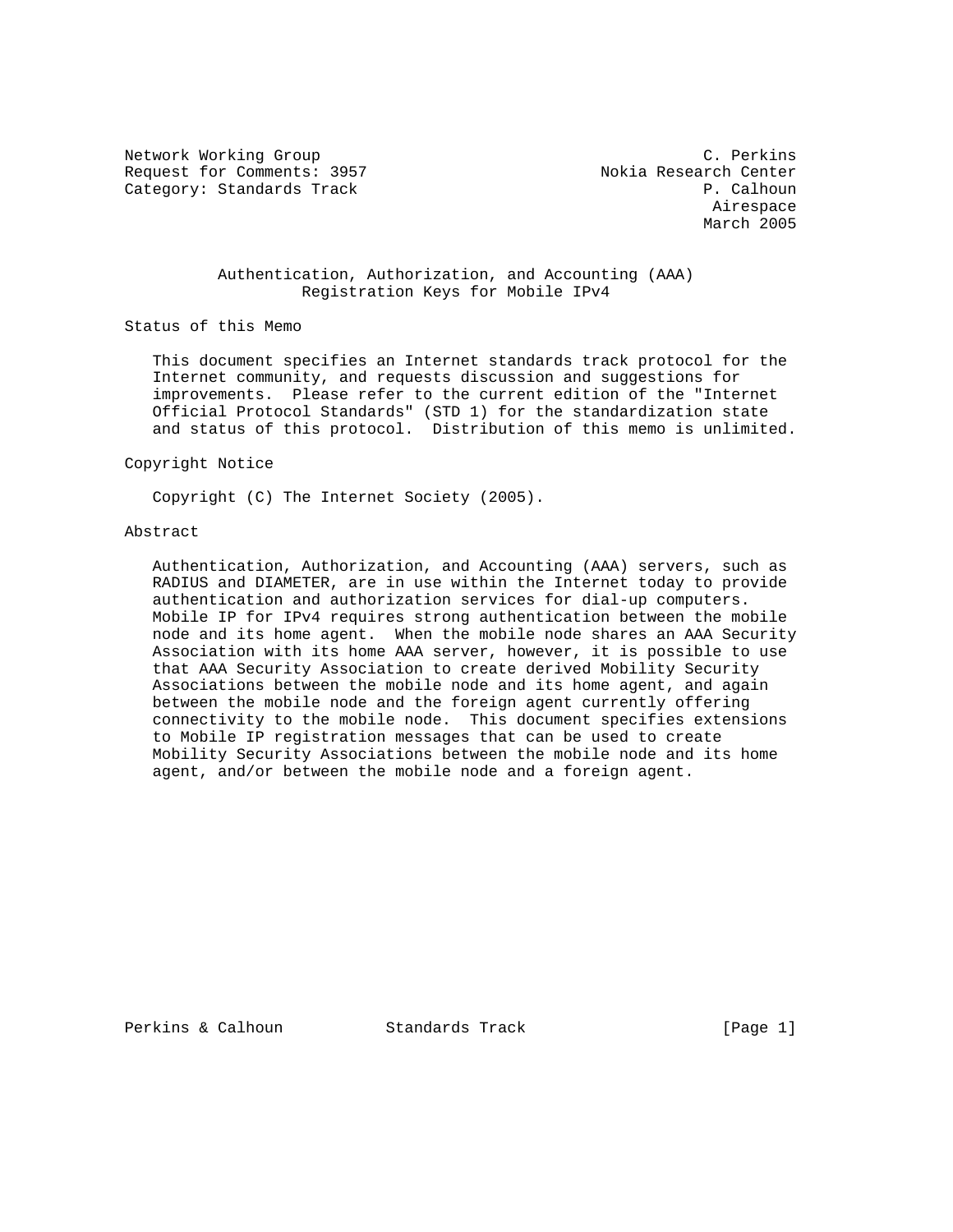Network Working Group C. Perkins
Request for Comments: 3957 Nokia Research Center
Category: Standards Track P. Calhoun
Airespace
March 2005

# Authentication, Authorization, and Accounting (AAA) Registration Keys for Mobile IPv4

## Status of this Memo

This document specifies an Internet standards track protocol for the Internet community, and requests discussion and suggestions for improvements. Please refer to the current edition of the "Internet Official Protocol Standards" (STD 1) for the standardization state and status of this protocol. Distribution of this memo is unlimited.

## Copyright Notice

Copyright (C) The Internet Society (2005).

## Abstract

Authentication, Authorization, and Accounting (AAA) servers, such as RADIUS and DIAMETER, are in use within the Internet today to provide authentication and authorization services for dial-up computers. Mobile IP for IPv4 requires strong authentication between the mobile node and its home agent. When the mobile node shares an AAA Security Association with its home AAA server, however, it is possible to use that AAA Security Association to create derived Mobility Security Associations between the mobile node and its home agent, and again between the mobile node and the foreign agent currently offering connectivity to the mobile node. This document specifies extensions to Mobile IP registration messages that can be used to create Mobility Security Associations between the mobile node and its home agent, and/or between the mobile node and a foreign agent.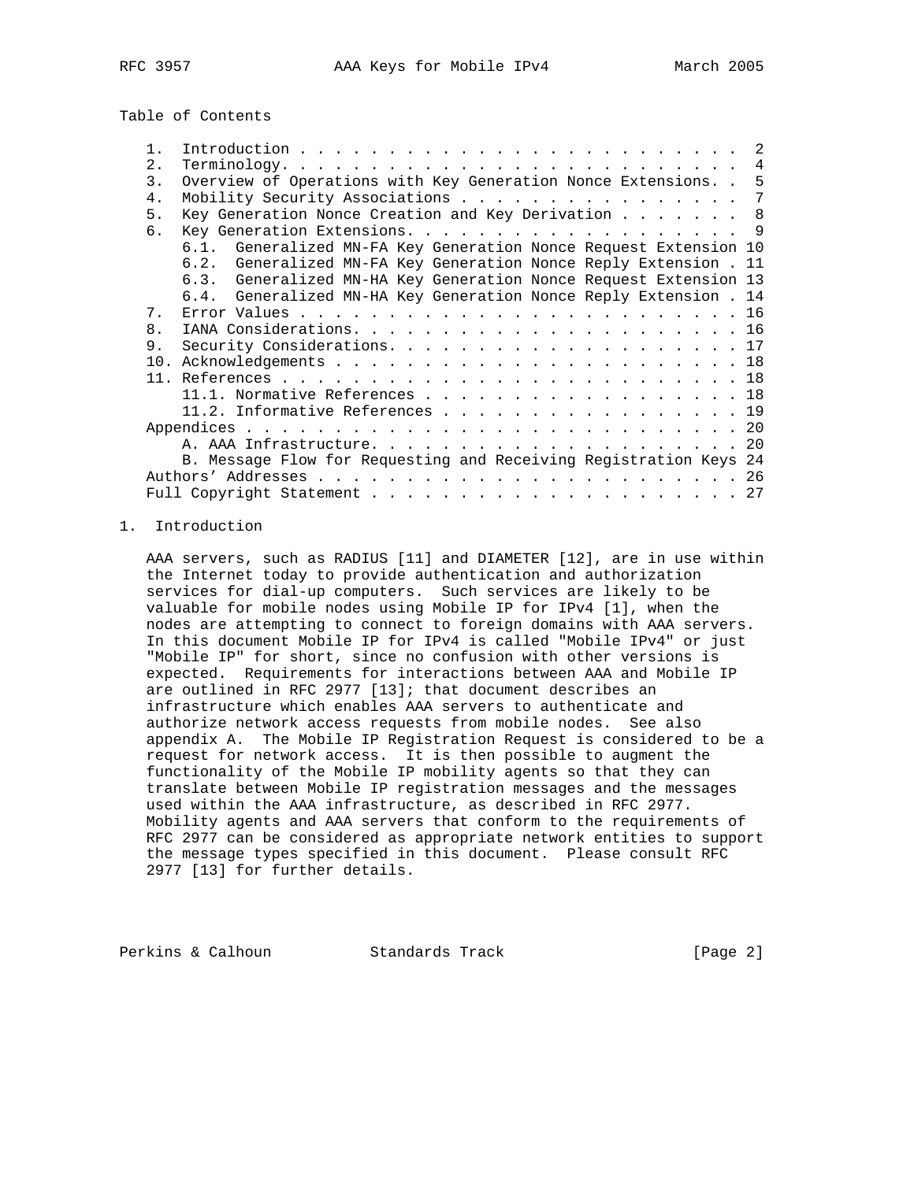Table of Contents

```
   1.  Introduction . . . . . . . . . . . . . . . . . . . . . . . . .  2
   2.  Terminology. . . . . . . . . . . . . . . . . . . . . . . . . .  4
   3.  Overview of Operations with Key Generation Nonce Extensions. .  5
   4.  Mobility Security Associations . . . . . . . . . . . . . . . .  7
   5.  Key Generation Nonce Creation and Key Derivation . . . . . . .  8
   6.  Key Generation Extensions. . . . . . . . . . . . . . . . . . .  9
       6.1.  Generalized MN-FA Key Generation Nonce Request Extension 10
       6.2.  Generalized MN-FA Key Generation Nonce Reply Extension . 11
       6.3.  Generalized MN-HA Key Generation Nonce Request Extension 13
       6.4.  Generalized MN-HA Key Generation Nonce Reply Extension . 14
   7.  Error Values . . . . . . . . . . . . . . . . . . . . . . . . . 16
   8.  IANA Considerations. . . . . . . . . . . . . . . . . . . . . . 16
   9.  Security Considerations. . . . . . . . . . . . . . . . . . . . 17
   10. Acknowledgements . . . . . . . . . . . . . . . . . . . . . . . 18
   11. References . . . . . . . . . . . . . . . . . . . . . . . . . . 18
       11.1. Normative References . . . . . . . . . . . . . . . . . . 18
       11.2. Informative References . . . . . . . . . . . . . . . . . 19
   Appendices . . . . . . . . . . . . . . . . . . . . . . . . . . . . 20
       A. AAA Infrastructure. . . . . . . . . . . . . . . . . . . . . 20
       B. Message Flow for Requesting and Receiving Registration Keys 24
   Authors' Addresses . . . . . . . . . . . . . . . . . . . . . . . . 26
   Full Copyright Statement . . . . . . . . . . . . . . . . . . . . . 27
```

## 1. Introduction

AAA servers, such as RADIUS [11] and DIAMETER [12], are in use within the Internet today to provide authentication and authorization services for dial-up computers. Such services are likely to be valuable for mobile nodes using Mobile IP for IPv4 [1], when the nodes are attempting to connect to foreign domains with AAA servers. In this document Mobile IP for IPv4 is called "Mobile IPv4" or just "Mobile IP" for short, since no confusion with other versions is expected. Requirements for interactions between AAA and Mobile IP are outlined in RFC 2977 [13]; that document describes an infrastructure which enables AAA servers to authenticate and authorize network access requests from mobile nodes. See also appendix A. The Mobile IP Registration Request is considered to be a request for network access. It is then possible to augment the functionality of the Mobile IP mobility agents so that they can translate between Mobile IP registration messages and the messages used within the AAA infrastructure, as described in RFC 2977. Mobility agents and AAA servers that conform to the requirements of RFC 2977 can be considered as appropriate network entities to support the message types specified in this document. Please consult RFC 2977 [13] for further details.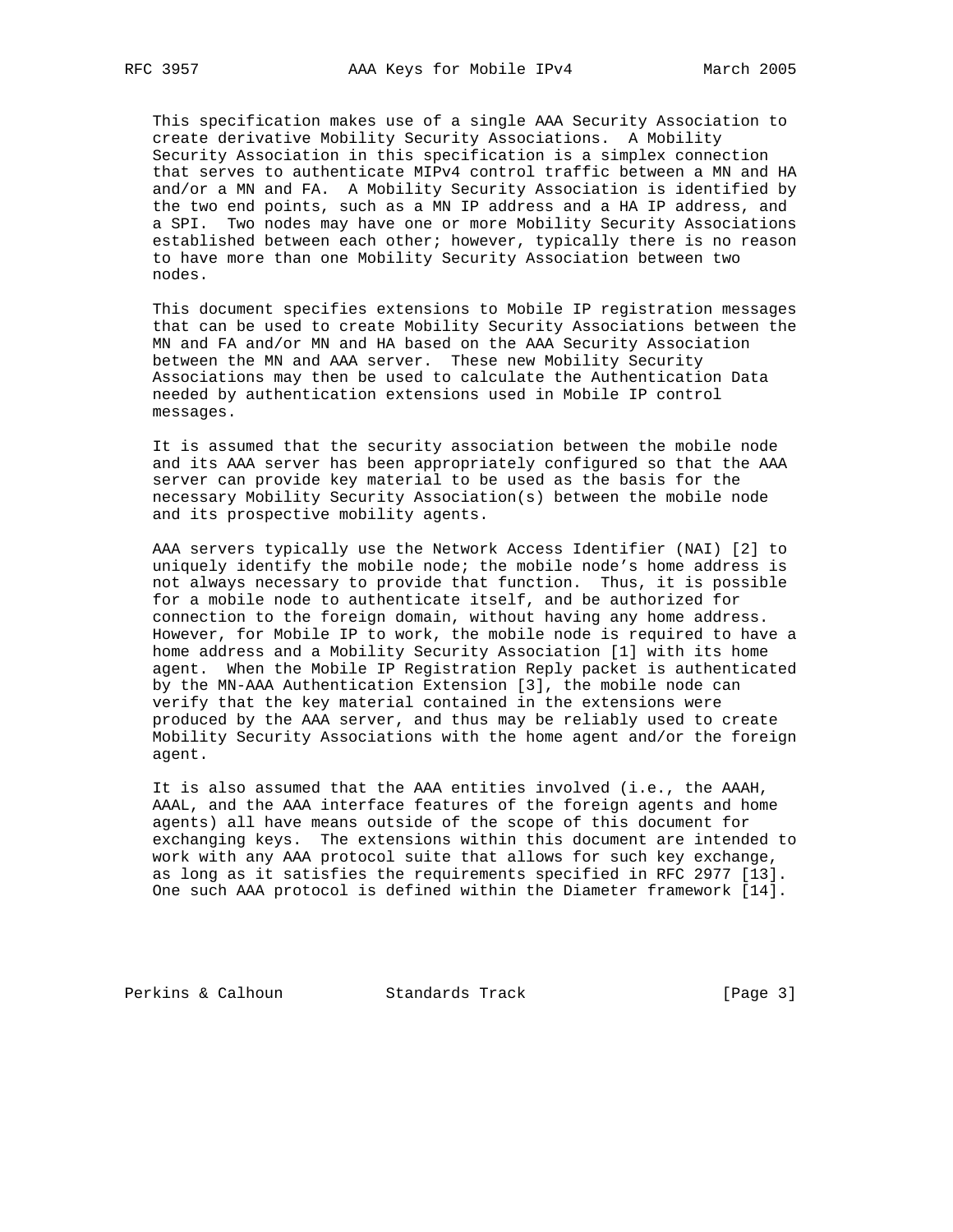This specification makes use of a single AAA Security Association to create derivative Mobility Security Associations. A Mobility Security Association in this specification is a simplex connection that serves to authenticate MIPv4 control traffic between a MN and HA and/or a MN and FA. A Mobility Security Association is identified by the two end points, such as a MN IP address and a HA IP address, and a SPI. Two nodes may have one or more Mobility Security Associations established between each other; however, typically there is no reason to have more than one Mobility Security Association between two nodes.

This document specifies extensions to Mobile IP registration messages that can be used to create Mobility Security Associations between the MN and FA and/or MN and HA based on the AAA Security Association between the MN and AAA server. These new Mobility Security Associations may then be used to calculate the Authentication Data needed by authentication extensions used in Mobile IP control messages.

It is assumed that the security association between the mobile node and its AAA server has been appropriately configured so that the AAA server can provide key material to be used as the basis for the necessary Mobility Security Association(s) between the mobile node and its prospective mobility agents.

AAA servers typically use the Network Access Identifier (NAI) [2] to uniquely identify the mobile node; the mobile node's home address is not always necessary to provide that function. Thus, it is possible for a mobile node to authenticate itself, and be authorized for connection to the foreign domain, without having any home address. However, for Mobile IP to work, the mobile node is required to have a home address and a Mobility Security Association [1] with its home agent. When the Mobile IP Registration Reply packet is authenticated by the MN-AAA Authentication Extension [3], the mobile node can verify that the key material contained in the extensions were produced by the AAA server, and thus may be reliably used to create Mobility Security Associations with the home agent and/or the foreign agent.

It is also assumed that the AAA entities involved (i.e., the AAAH, AAAL, and the AAA interface features of the foreign agents and home agents) all have means outside of the scope of this document for exchanging keys. The extensions within this document are intended to work with any AAA protocol suite that allows for such key exchange, as long as it satisfies the requirements specified in RFC 2977 [13]. One such AAA protocol is defined within the Diameter framework [14].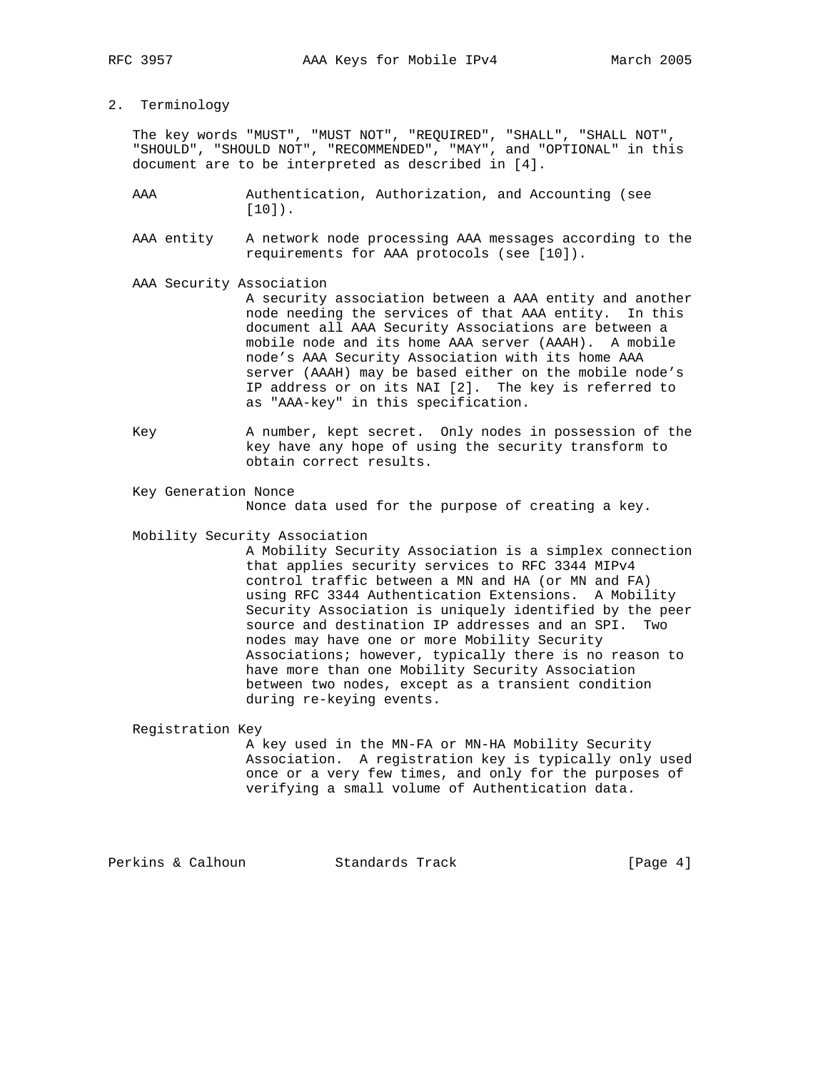## 2. Terminology

The key words "MUST", "MUST NOT", "REQUIRED", "SHALL", "SHALL NOT", "SHOULD", "SHOULD NOT", "RECOMMENDED", "MAY", and "OPTIONAL" in this document are to be interpreted as described in [4].

**AAA**
: Authentication, Authorization, and Accounting (see [10]).

**AAA entity**
: A network node processing AAA messages according to the requirements for AAA protocols (see [10]).

**AAA Security Association**
: A security association between a AAA entity and another node needing the services of that AAA entity. In this document all AAA Security Associations are between a mobile node and its home AAA server (AAAH). A mobile node's AAA Security Association with its home AAA server (AAAH) may be based either on the mobile node's IP address or on its NAI [2]. The key is referred to as "AAA-key" in this specification.

**Key**
: A number, kept secret. Only nodes in possession of the key have any hope of using the security transform to obtain correct results.

**Key Generation Nonce**
: Nonce data used for the purpose of creating a key.

**Mobility Security Association**
: A Mobility Security Association is a simplex connection that applies security services to RFC 3344 MIPv4 control traffic between a MN and HA (or MN and FA) using RFC 3344 Authentication Extensions. A Mobility Security Association is uniquely identified by the peer source and destination IP addresses and an SPI. Two nodes may have one or more Mobility Security Associations; however, typically there is no reason to have more than one Mobility Security Association between two nodes, except as a transient condition during re-keying events.

**Registration Key**
: A key used in the MN-FA or MN-HA Mobility Security Association. A registration key is typically only used once or a very few times, and only for the purposes of verifying a small volume of Authentication data.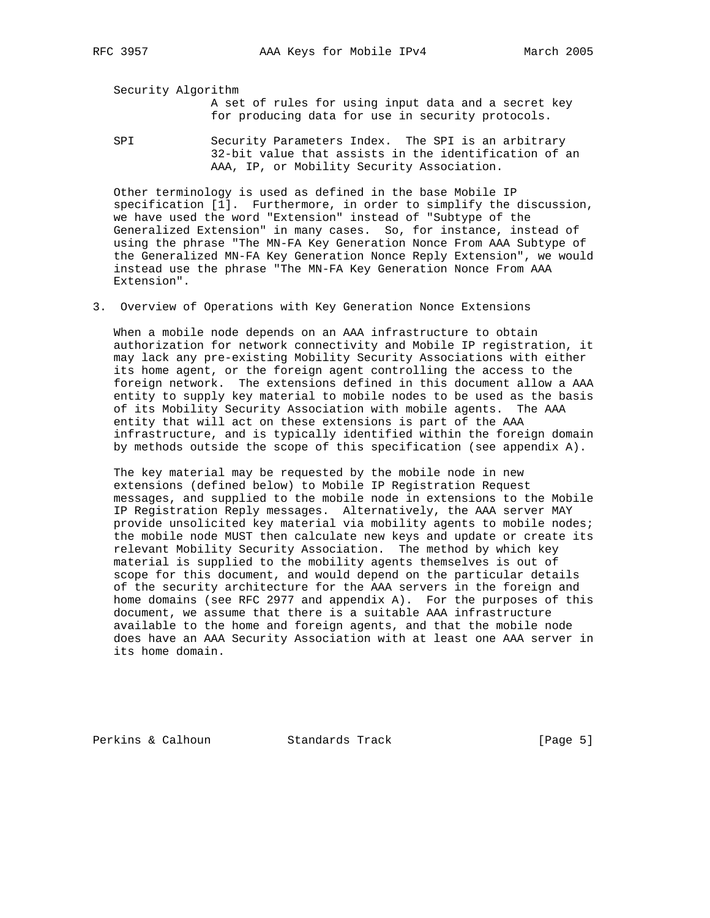Security Algorithm
: A set of rules for using input data and a secret key for producing data for use in security protocols.

SPI
: Security Parameters Index. The SPI is an arbitrary 32-bit value that assists in the identification of an AAA, IP, or Mobility Security Association.

Other terminology is used as defined in the base Mobile IP specification [1]. Furthermore, in order to simplify the discussion, we have used the word "Extension" instead of "Subtype of the Generalized Extension" in many cases. So, for instance, instead of using the phrase "The MN-FA Key Generation Nonce From AAA Subtype of the Generalized MN-FA Key Generation Nonce Reply Extension", we would instead use the phrase "The MN-FA Key Generation Nonce From AAA Extension".

## 3. Overview of Operations with Key Generation Nonce Extensions

When a mobile node depends on an AAA infrastructure to obtain authorization for network connectivity and Mobile IP registration, it may lack any pre-existing Mobility Security Associations with either its home agent, or the foreign agent controlling the access to the foreign network. The extensions defined in this document allow a AAA entity to supply key material to mobile nodes to be used as the basis of its Mobility Security Association with mobile agents. The AAA entity that will act on these extensions is part of the AAA infrastructure, and is typically identified within the foreign domain by methods outside the scope of this specification (see appendix A).

The key material may be requested by the mobile node in new extensions (defined below) to Mobile IP Registration Request messages, and supplied to the mobile node in extensions to the Mobile IP Registration Reply messages. Alternatively, the AAA server MAY provide unsolicited key material via mobility agents to mobile nodes; the mobile node MUST then calculate new keys and update or create its relevant Mobility Security Association. The method by which key material is supplied to the mobility agents themselves is out of scope for this document, and would depend on the particular details of the security architecture for the AAA servers in the foreign and home domains (see RFC 2977 and appendix A). For the purposes of this document, we assume that there is a suitable AAA infrastructure available to the home and foreign agents, and that the mobile node does have an AAA Security Association with at least one AAA server in its home domain.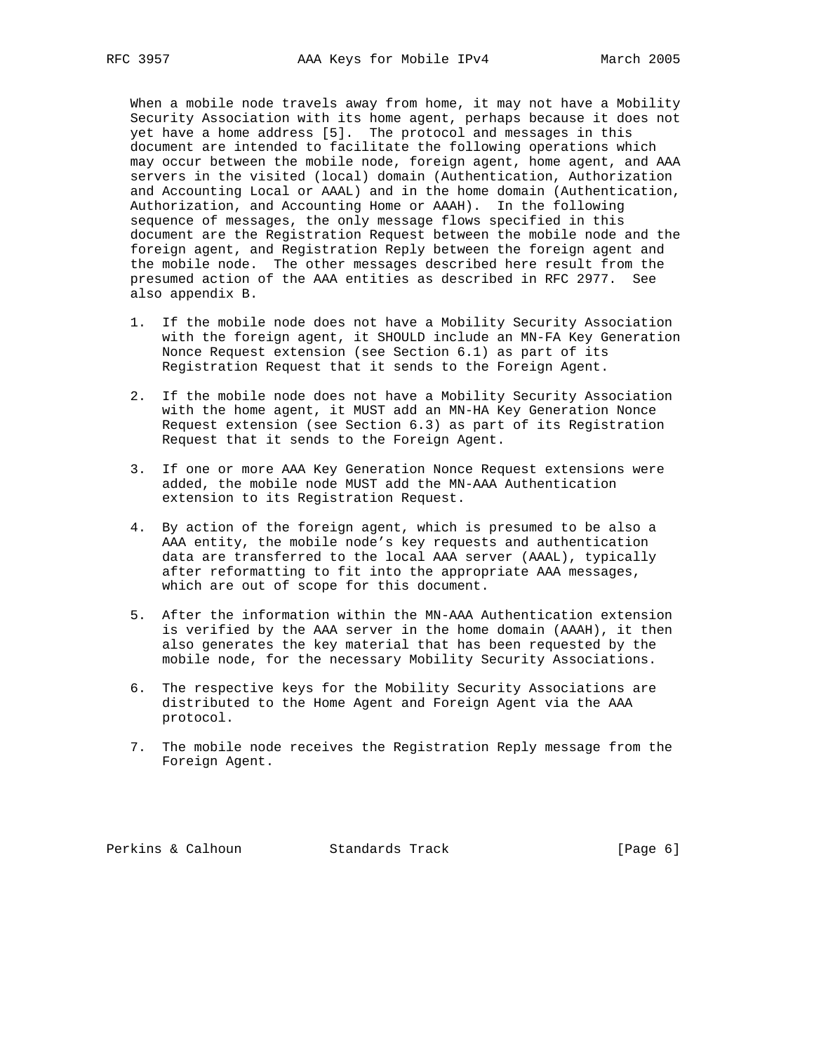When a mobile node travels away from home, it may not have a Mobility Security Association with its home agent, perhaps because it does not yet have a home address [5]. The protocol and messages in this document are intended to facilitate the following operations which may occur between the mobile node, foreign agent, home agent, and AAA servers in the visited (local) domain (Authentication, Authorization and Accounting Local or AAAL) and in the home domain (Authentication, Authorization, and Accounting Home or AAAH). In the following sequence of messages, the only message flows specified in this document are the Registration Request between the mobile node and the foreign agent, and Registration Reply between the foreign agent and the mobile node. The other messages described here result from the presumed action of the AAA entities as described in RFC 2977. See also appendix B.

1. If the mobile node does not have a Mobility Security Association with the foreign agent, it SHOULD include an MN-FA Key Generation Nonce Request extension (see Section 6.1) as part of its Registration Request that it sends to the Foreign Agent.

2. If the mobile node does not have a Mobility Security Association with the home agent, it MUST add an MN-HA Key Generation Nonce Request extension (see Section 6.3) as part of its Registration Request that it sends to the Foreign Agent.

3. If one or more AAA Key Generation Nonce Request extensions were added, the mobile node MUST add the MN-AAA Authentication extension to its Registration Request.

4. By action of the foreign agent, which is presumed to be also a AAA entity, the mobile node's key requests and authentication data are transferred to the local AAA server (AAAL), typically after reformatting to fit into the appropriate AAA messages, which are out of scope for this document.

5. After the information within the MN-AAA Authentication extension is verified by the AAA server in the home domain (AAAH), it then also generates the key material that has been requested by the mobile node, for the necessary Mobility Security Associations.

6. The respective keys for the Mobility Security Associations are distributed to the Home Agent and Foreign Agent via the AAA protocol.

7. The mobile node receives the Registration Reply message from the Foreign Agent.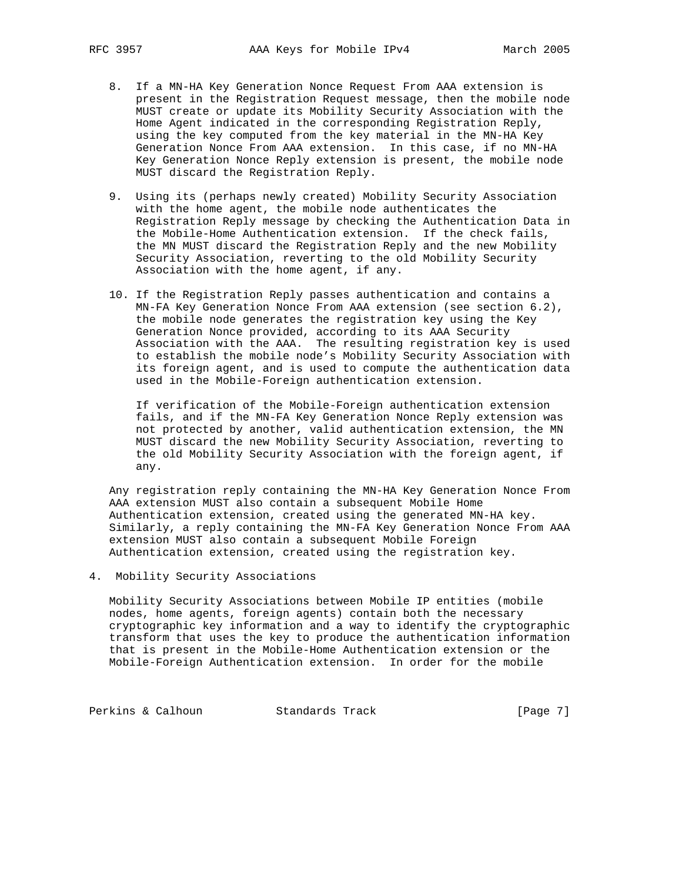8. If a MN-HA Key Generation Nonce Request From AAA extension is present in the Registration Request message, then the mobile node MUST create or update its Mobility Security Association with the Home Agent indicated in the corresponding Registration Reply, using the key computed from the key material in the MN-HA Key Generation Nonce From AAA extension. In this case, if no MN-HA Key Generation Nonce Reply extension is present, the mobile node MUST discard the Registration Reply.

9. Using its (perhaps newly created) Mobility Security Association with the home agent, the mobile node authenticates the Registration Reply message by checking the Authentication Data in the Mobile-Home Authentication extension. If the check fails, the MN MUST discard the Registration Reply and the new Mobility Security Association, reverting to the old Mobility Security Association with the home agent, if any.

10. If the Registration Reply passes authentication and contains a MN-FA Key Generation Nonce From AAA extension (see section 6.2), the mobile node generates the registration key using the Key Generation Nonce provided, according to its AAA Security Association with the AAA. The resulting registration key is used to establish the mobile node's Mobility Security Association with its foreign agent, and is used to compute the authentication data used in the Mobile-Foreign authentication extension.

    If verification of the Mobile-Foreign authentication extension fails, and if the MN-FA Key Generation Nonce Reply extension was not protected by another, valid authentication extension, the MN MUST discard the new Mobility Security Association, reverting to the old Mobility Security Association with the foreign agent, if any.

Any registration reply containing the MN-HA Key Generation Nonce From AAA extension MUST also contain a subsequent Mobile Home Authentication extension, created using the generated MN-HA key. Similarly, a reply containing the MN-FA Key Generation Nonce From AAA extension MUST also contain a subsequent Mobile Foreign Authentication extension, created using the registration key.

## 4. Mobility Security Associations

Mobility Security Associations between Mobile IP entities (mobile nodes, home agents, foreign agents) contain both the necessary cryptographic key information and a way to identify the cryptographic transform that uses the key to produce the authentication information that is present in the Mobile-Home Authentication extension or the Mobile-Foreign Authentication extension. In order for the mobile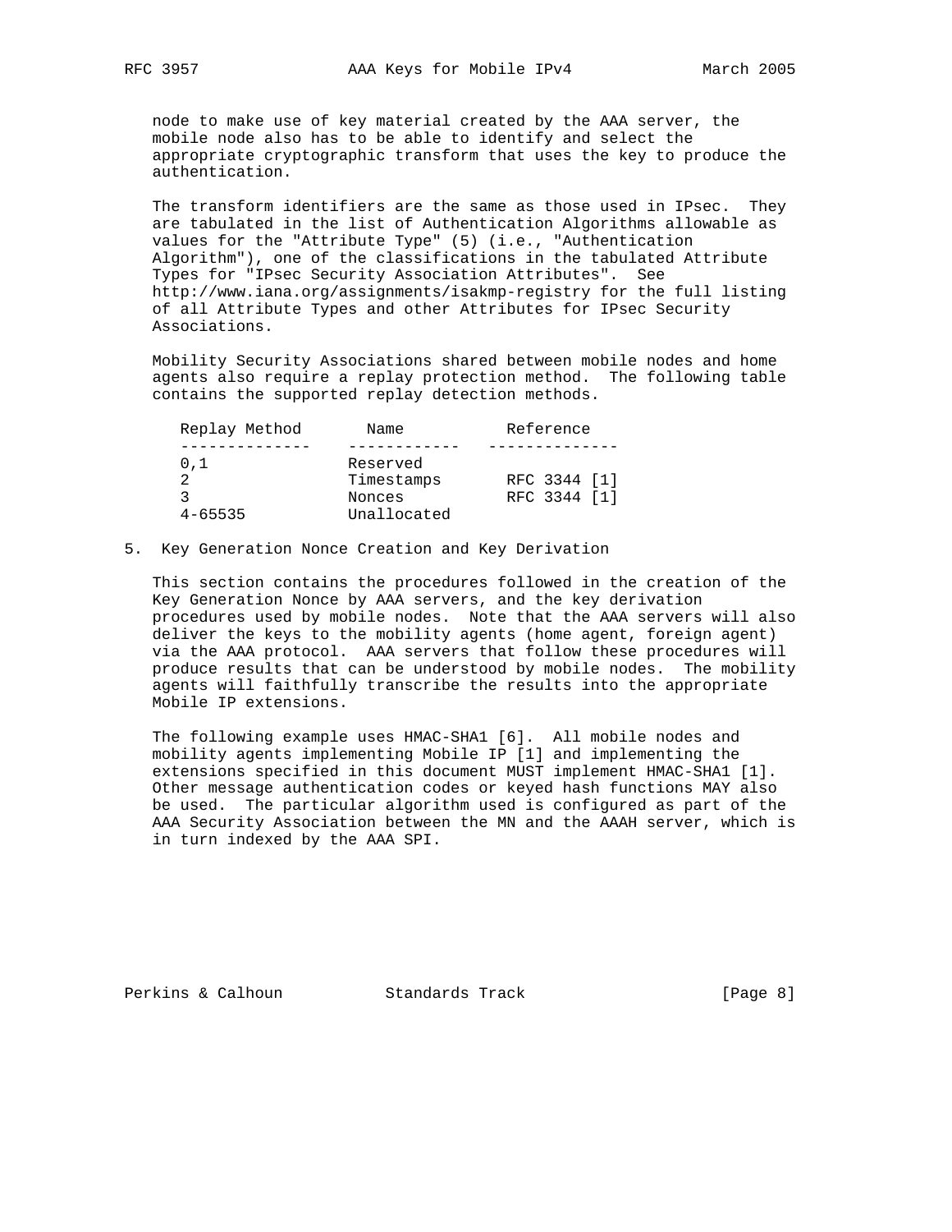node to make use of key material created by the AAA server, the mobile node also has to be able to identify and select the appropriate cryptographic transform that uses the key to produce the authentication.

The transform identifiers are the same as those used in IPsec. They are tabulated in the list of Authentication Algorithms allowable as values for the "Attribute Type" (5) (i.e., "Authentication Algorithm"), one of the classifications in the tabulated Attribute Types for "IPsec Security Association Attributes". See http://www.iana.org/assignments/isakmp-registry for the full listing of all Attribute Types and other Attributes for IPsec Security Associations.

Mobility Security Associations shared between mobile nodes and home agents also require a replay protection method. The following table contains the supported replay detection methods.

| Replay Method | Name | Reference |
| --- | --- | --- |
| 0,1 | Reserved | |
| 2 | Timestamps | RFC 3344 [1] |
| 3 | Nonces | RFC 3344 [1] |
| 4-65535 | Unallocated | |

## 5. Key Generation Nonce Creation and Key Derivation

This section contains the procedures followed in the creation of the Key Generation Nonce by AAA servers, and the key derivation procedures used by mobile nodes. Note that the AAA servers will also deliver the keys to the mobility agents (home agent, foreign agent) via the AAA protocol. AAA servers that follow these procedures will produce results that can be understood by mobile nodes. The mobility agents will faithfully transcribe the results into the appropriate Mobile IP extensions.

The following example uses HMAC-SHA1 [6]. All mobile nodes and mobility agents implementing Mobile IP [1] and implementing the extensions specified in this document MUST implement HMAC-SHA1 [1]. Other message authentication codes or keyed hash functions MAY also be used. The particular algorithm used is configured as part of the AAA Security Association between the MN and the AAAH server, which is in turn indexed by the AAA SPI.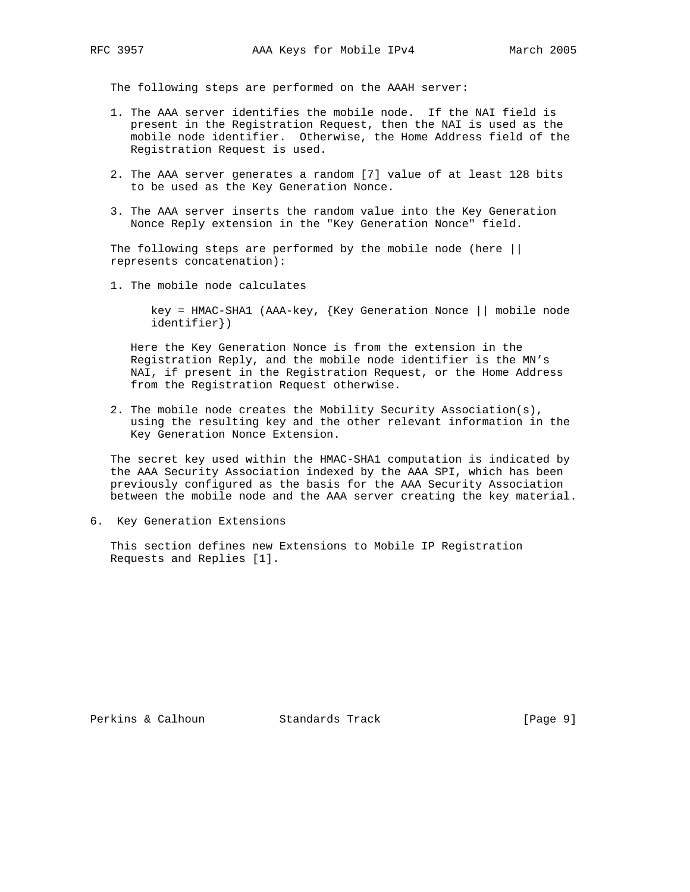The following steps are performed on the AAAH server:

1. The AAA server identifies the mobile node. If the NAI field is present in the Registration Request, then the NAI is used as the mobile node identifier. Otherwise, the Home Address field of the Registration Request is used.

2. The AAA server generates a random [7] value of at least 128 bits to be used as the Key Generation Nonce.

3. The AAA server inserts the random value into the Key Generation Nonce Reply extension in the "Key Generation Nonce" field.

The following steps are performed by the mobile node (here || represents concatenation):

1. The mobile node calculates

   ```
   key = HMAC-SHA1 (AAA-key, {Key Generation Nonce || mobile node
   identifier})
   ```

   Here the Key Generation Nonce is from the extension in the Registration Reply, and the mobile node identifier is the MN's NAI, if present in the Registration Request, or the Home Address from the Registration Request otherwise.

2. The mobile node creates the Mobility Security Association(s), using the resulting key and the other relevant information in the Key Generation Nonce Extension.

The secret key used within the HMAC-SHA1 computation is indicated by the AAA Security Association indexed by the AAA SPI, which has been previously configured as the basis for the AAA Security Association between the mobile node and the AAA server creating the key material.

## 6. Key Generation Extensions

This section defines new Extensions to Mobile IP Registration Requests and Replies [1].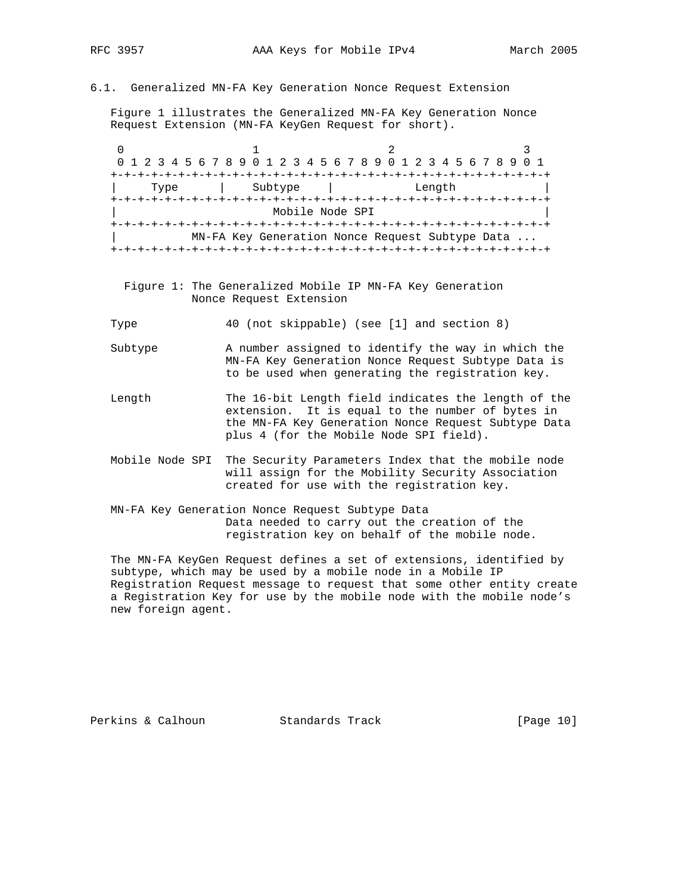### 6.1. Generalized MN-FA Key Generation Nonce Request Extension

Figure 1 illustrates the Generalized MN-FA Key Generation Nonce Request Extension (MN-FA KeyGen Request for short).

```
 0                   1                   2                   3
 0 1 2 3 4 5 6 7 8 9 0 1 2 3 4 5 6 7 8 9 0 1 2 3 4 5 6 7 8 9 0 1
+-+-+-+-+-+-+-+-+-+-+-+-+-+-+-+-+-+-+-+-+-+-+-+-+-+-+-+-+-+-+-+-+
|     Type      |    Subtype    |            Length             |
+-+-+-+-+-+-+-+-+-+-+-+-+-+-+-+-+-+-+-+-+-+-+-+-+-+-+-+-+-+-+-+-+
|                        Mobile Node SPI                        |
+-+-+-+-+-+-+-+-+-+-+-+-+-+-+-+-+-+-+-+-+-+-+-+-+-+-+-+-+-+-+-+-+
|          MN-FA Key Generation Nonce Request Subtype Data ...
+-+-+-+-+-+-+-+-+-+-+-+-+-+-+-+-+-+-+-+-+-+-+-+-+-+-+-+-+-+-+-+-+
```

Figure 1: The Generalized Mobile IP MN-FA Key Generation Nonce Request Extension

Type
: 40 (not skippable) (see [1] and section 8)

Subtype
: A number assigned to identify the way in which the MN-FA Key Generation Nonce Request Subtype Data is to be used when generating the registration key.

Length
: The 16-bit Length field indicates the length of the extension. It is equal to the number of bytes in the MN-FA Key Generation Nonce Request Subtype Data plus 4 (for the Mobile Node SPI field).

Mobile Node SPI
: The Security Parameters Index that the mobile node will assign for the Mobility Security Association created for use with the registration key.

MN-FA Key Generation Nonce Request Subtype Data
: Data needed to carry out the creation of the registration key on behalf of the mobile node.

The MN-FA KeyGen Request defines a set of extensions, identified by subtype, which may be used by a mobile node in a Mobile IP Registration Request message to request that some other entity create a Registration Key for use by the mobile node with the mobile node's new foreign agent.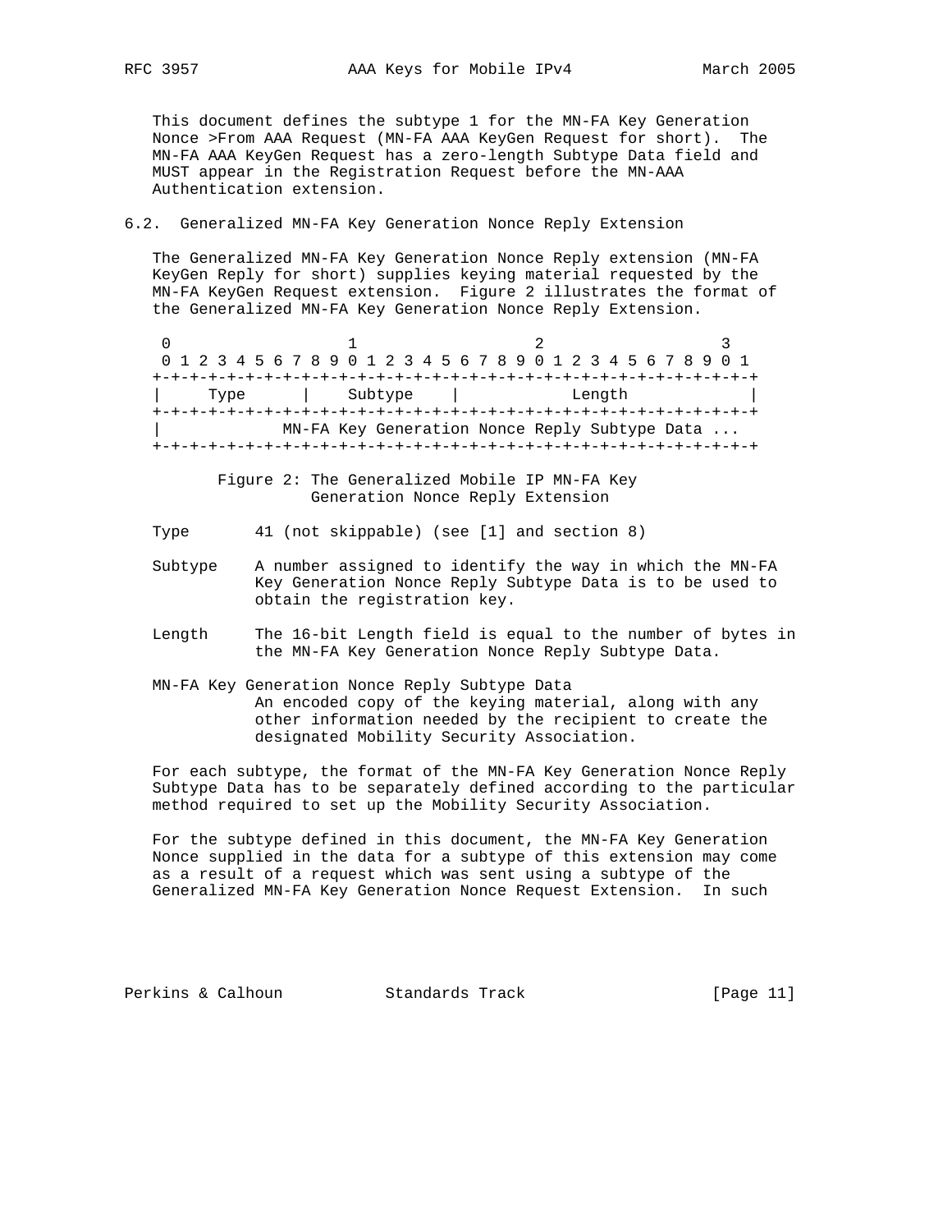This document defines the subtype 1 for the MN-FA Key Generation Nonce >From AAA Request (MN-FA AAA KeyGen Request for short). The MN-FA AAA KeyGen Request has a zero-length Subtype Data field and MUST appear in the Registration Request before the MN-AAA Authentication extension.

## 6.2. Generalized MN-FA Key Generation Nonce Reply Extension

The Generalized MN-FA Key Generation Nonce Reply extension (MN-FA KeyGen Reply for short) supplies keying material requested by the MN-FA KeyGen Request extension. Figure 2 illustrates the format of the Generalized MN-FA Key Generation Nonce Reply Extension.

```
 0                   1                   2                   3
 0 1 2 3 4 5 6 7 8 9 0 1 2 3 4 5 6 7 8 9 0 1 2 3 4 5 6 7 8 9 0 1
+-+-+-+-+-+-+-+-+-+-+-+-+-+-+-+-+-+-+-+-+-+-+-+-+-+-+-+-+-+-+-+-+
|     Type      |    Subtype    |            Length             |
+-+-+-+-+-+-+-+-+-+-+-+-+-+-+-+-+-+-+-+-+-+-+-+-+-+-+-+-+-+-+-+-+
|            MN-FA Key Generation Nonce Reply Subtype Data ...
+-+-+-+-+-+-+-+-+-+-+-+-+-+-+-+-+-+-+-+-+-+-+-+-+-+-+-+-+-+-+-+-+
```

Figure 2: The Generalized Mobile IP MN-FA Key Generation Nonce Reply Extension

Type       41 (not skippable) (see [1] and section 8)

Subtype    A number assigned to identify the way in which the MN-FA Key Generation Nonce Reply Subtype Data is to be used to obtain the registration key.

Length     The 16-bit Length field is equal to the number of bytes in the MN-FA Key Generation Nonce Reply Subtype Data.

MN-FA Key Generation Nonce Reply Subtype Data
           An encoded copy of the keying material, along with any other information needed by the recipient to create the designated Mobility Security Association.

For each subtype, the format of the MN-FA Key Generation Nonce Reply Subtype Data has to be separately defined according to the particular method required to set up the Mobility Security Association.

For the subtype defined in this document, the MN-FA Key Generation Nonce supplied in the data for a subtype of this extension may come as a result of a request which was sent using a subtype of the Generalized MN-FA Key Generation Nonce Request Extension. In such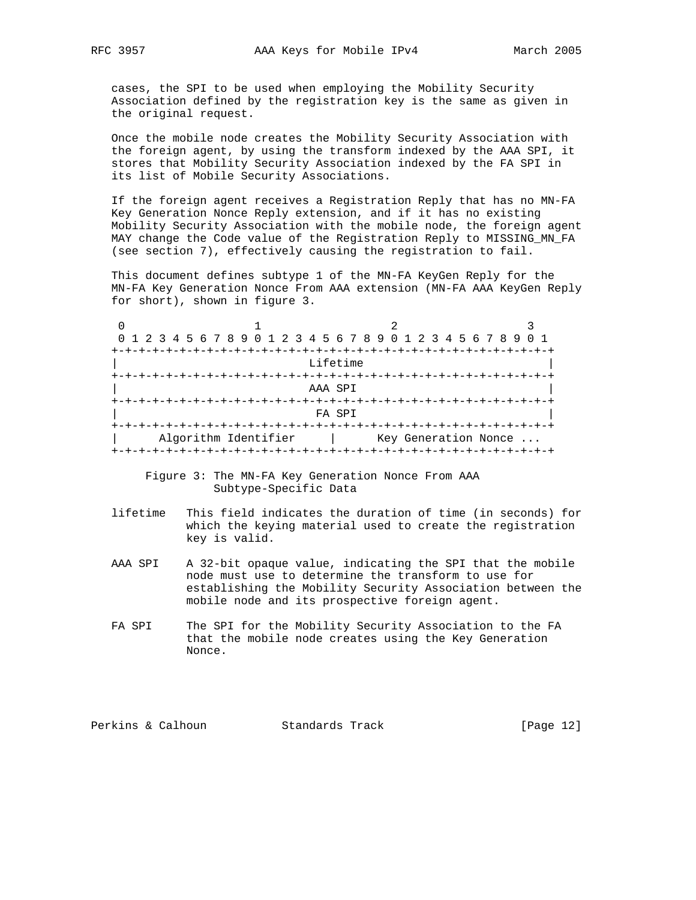cases, the SPI to be used when employing the Mobility Security Association defined by the registration key is the same as given in the original request.

Once the mobile node creates the Mobility Security Association with the foreign agent, by using the transform indexed by the AAA SPI, it stores that Mobility Security Association indexed by the FA SPI in its list of Mobile Security Associations.

If the foreign agent receives a Registration Reply that has no MN-FA Key Generation Nonce Reply extension, and if it has no existing Mobility Security Association with the mobile node, the foreign agent MAY change the Code value of the Registration Reply to MISSING_MN_FA (see section 7), effectively causing the registration to fail.

This document defines subtype 1 of the MN-FA KeyGen Reply for the MN-FA Key Generation Nonce From AAA extension (MN-FA AAA KeyGen Reply for short), shown in figure 3.

```
 0                   1                   2                   3
 0 1 2 3 4 5 6 7 8 9 0 1 2 3 4 5 6 7 8 9 0 1 2 3 4 5 6 7 8 9 0 1
+-+-+-+-+-+-+-+-+-+-+-+-+-+-+-+-+-+-+-+-+-+-+-+-+-+-+-+-+-+-+-+-+
|                            Lifetime                           |
+-+-+-+-+-+-+-+-+-+-+-+-+-+-+-+-+-+-+-+-+-+-+-+-+-+-+-+-+-+-+-+-+
|                            AAA SPI                            |
+-+-+-+-+-+-+-+-+-+-+-+-+-+-+-+-+-+-+-+-+-+-+-+-+-+-+-+-+-+-+-+-+
|                             FA SPI                            |
+-+-+-+-+-+-+-+-+-+-+-+-+-+-+-+-+-+-+-+-+-+-+-+-+-+-+-+-+-+-+-+-+
|      Algorithm Identifier     |      Key Generation Nonce ...
+-+-+-+-+-+-+-+-+-+-+-+-+-+-+-+-+-+-+-+-+-+-+-+-+-+-+-+-+-+-+-+-+
```

Figure 3: The MN-FA Key Generation Nonce From AAA Subtype-Specific Data

- lifetime — This field indicates the duration of time (in seconds) for which the keying material used to create the registration key is valid.

- AAA SPI — A 32-bit opaque value, indicating the SPI that the mobile node must use to determine the transform to use for establishing the Mobility Security Association between the mobile node and its prospective foreign agent.

- FA SPI — The SPI for the Mobility Security Association to the FA that the mobile node creates using the Key Generation Nonce.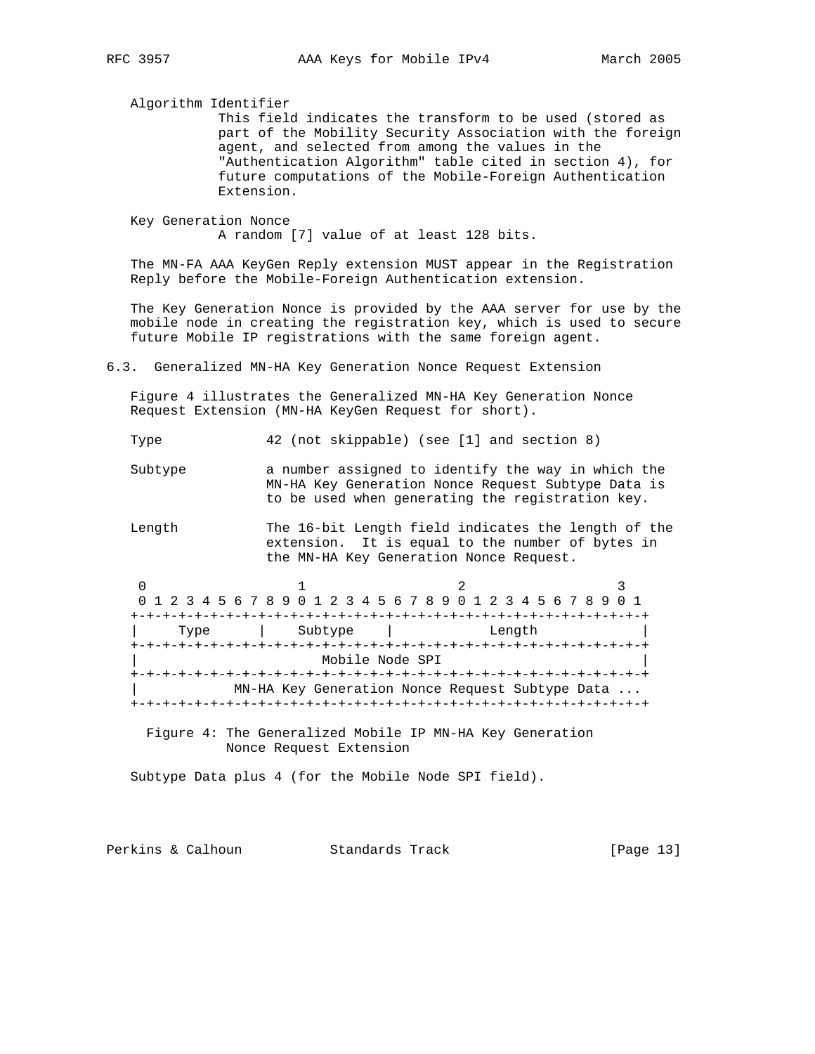Algorithm Identifier
This field indicates the transform to be used (stored as part of the Mobility Security Association with the foreign agent, and selected from among the values in the "Authentication Algorithm" table cited in section 4), for future computations of the Mobile-Foreign Authentication Extension.

Key Generation Nonce
A random [7] value of at least 128 bits.

The MN-FA AAA KeyGen Reply extension MUST appear in the Registration Reply before the Mobile-Foreign Authentication extension.

The Key Generation Nonce is provided by the AAA server for use by the mobile node in creating the registration key, which is used to secure future Mobile IP registrations with the same foreign agent.

## 6.3. Generalized MN-HA Key Generation Nonce Request Extension

Figure 4 illustrates the Generalized MN-HA Key Generation Nonce Request Extension (MN-HA KeyGen Request for short).

Type 42 (not skippable) (see [1] and section 8)

Subtype a number assigned to identify the way in which the MN-HA Key Generation Nonce Request Subtype Data is to be used when generating the registration key.

Length The 16-bit Length field indicates the length of the extension. It is equal to the number of bytes in the MN-HA Key Generation Nonce Request Subtype Data plus 4 (for the Mobile Node SPI field).

```
 0                   1                   2                   3
 0 1 2 3 4 5 6 7 8 9 0 1 2 3 4 5 6 7 8 9 0 1 2 3 4 5 6 7 8 9 0 1
+-+-+-+-+-+-+-+-+-+-+-+-+-+-+-+-+-+-+-+-+-+-+-+-+-+-+-+-+-+-+-+-+
|     Type      |    Subtype    |            Length             |
+-+-+-+-+-+-+-+-+-+-+-+-+-+-+-+-+-+-+-+-+-+-+-+-+-+-+-+-+-+-+-+-+
|                        Mobile Node SPI                        |
+-+-+-+-+-+-+-+-+-+-+-+-+-+-+-+-+-+-+-+-+-+-+-+-+-+-+-+-+-+-+-+-+
|           MN-HA Key Generation Nonce Request Subtype Data ... |
+-+-+-+-+-+-+-+-+-+-+-+-+-+-+-+-+-+-+-+-+-+-+-+-+-+-+-+-+-+-+-+-+
```

Figure 4: The Generalized Mobile IP MN-HA Key Generation Nonce Request Extension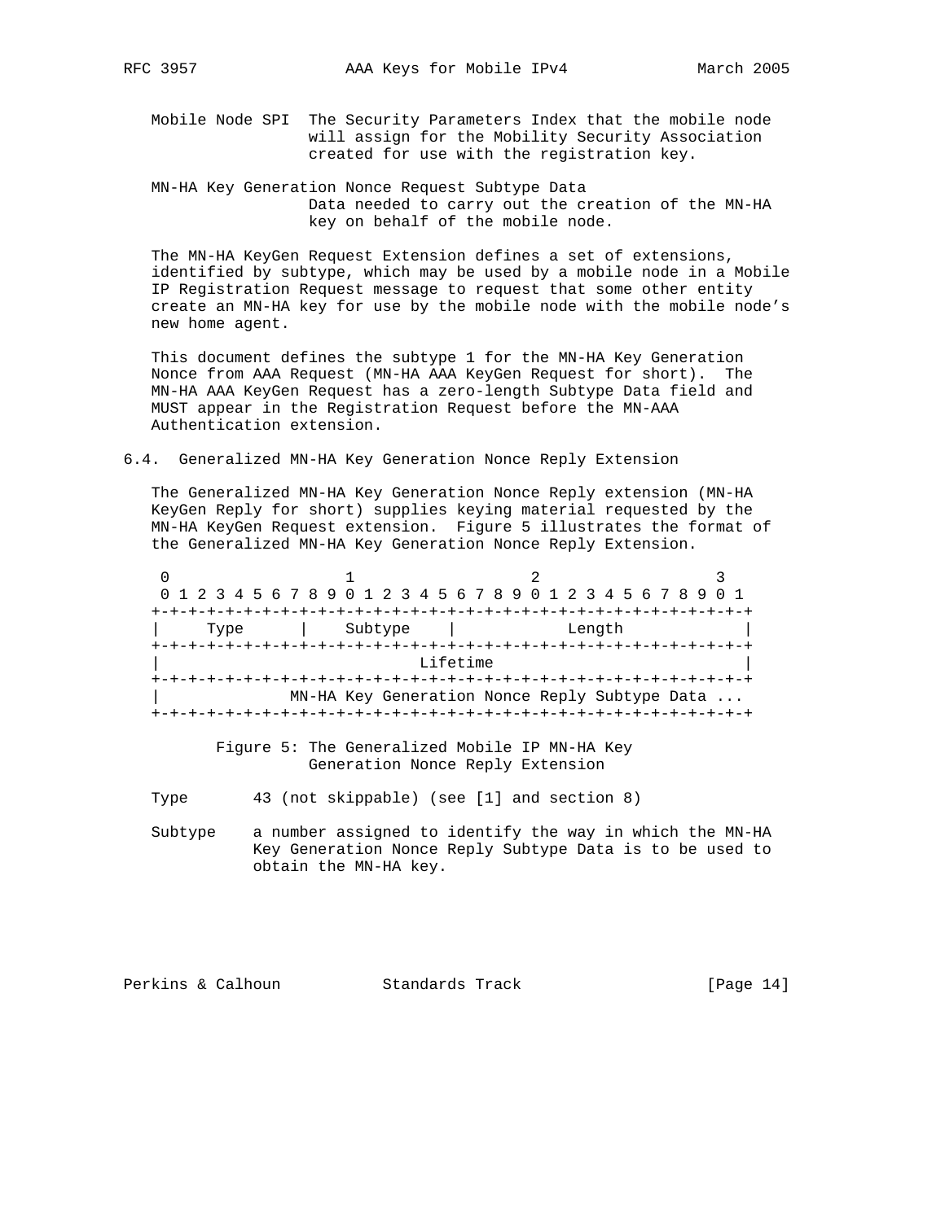Mobile Node SPI The Security Parameters Index that the mobile node will assign for the Mobility Security Association created for use with the registration key.

MN-HA Key Generation Nonce Request Subtype Data
Data needed to carry out the creation of the MN-HA key on behalf of the mobile node.

The MN-HA KeyGen Request Extension defines a set of extensions, identified by subtype, which may be used by a mobile node in a Mobile IP Registration Request message to request that some other entity create an MN-HA key for use by the mobile node with the mobile node's new home agent.

This document defines the subtype 1 for the MN-HA Key Generation Nonce from AAA Request (MN-HA AAA KeyGen Request for short). The MN-HA AAA KeyGen Request has a zero-length Subtype Data field and MUST appear in the Registration Request before the MN-AAA Authentication extension.

## 6.4. Generalized MN-HA Key Generation Nonce Reply Extension

The Generalized MN-HA Key Generation Nonce Reply extension (MN-HA KeyGen Reply for short) supplies keying material requested by the MN-HA KeyGen Request extension. Figure 5 illustrates the format of the Generalized MN-HA Key Generation Nonce Reply Extension.

```
 0                   1                   2                   3
 0 1 2 3 4 5 6 7 8 9 0 1 2 3 4 5 6 7 8 9 0 1 2 3 4 5 6 7 8 9 0 1
+-+-+-+-+-+-+-+-+-+-+-+-+-+-+-+-+-+-+-+-+-+-+-+-+-+-+-+-+-+-+-+-+
|     Type      |    Subtype    |            Length             |
+-+-+-+-+-+-+-+-+-+-+-+-+-+-+-+-+-+-+-+-+-+-+-+-+-+-+-+-+-+-+-+-+
|                           Lifetime                            |
+-+-+-+-+-+-+-+-+-+-+-+-+-+-+-+-+-+-+-+-+-+-+-+-+-+-+-+-+-+-+-+-+
|            MN-HA Key Generation Nonce Reply Subtype Data ...
+-+-+-+-+-+-+-+-+-+-+-+-+-+-+-+-+-+-+-+-+-+-+-+-+-+-+-+-+-+-+-+-+
```

Figure 5: The Generalized Mobile IP MN-HA Key Generation Nonce Reply Extension

Type 43 (not skippable) (see [1] and section 8)

Subtype a number assigned to identify the way in which the MN-HA Key Generation Nonce Reply Subtype Data is to be used to obtain the MN-HA key.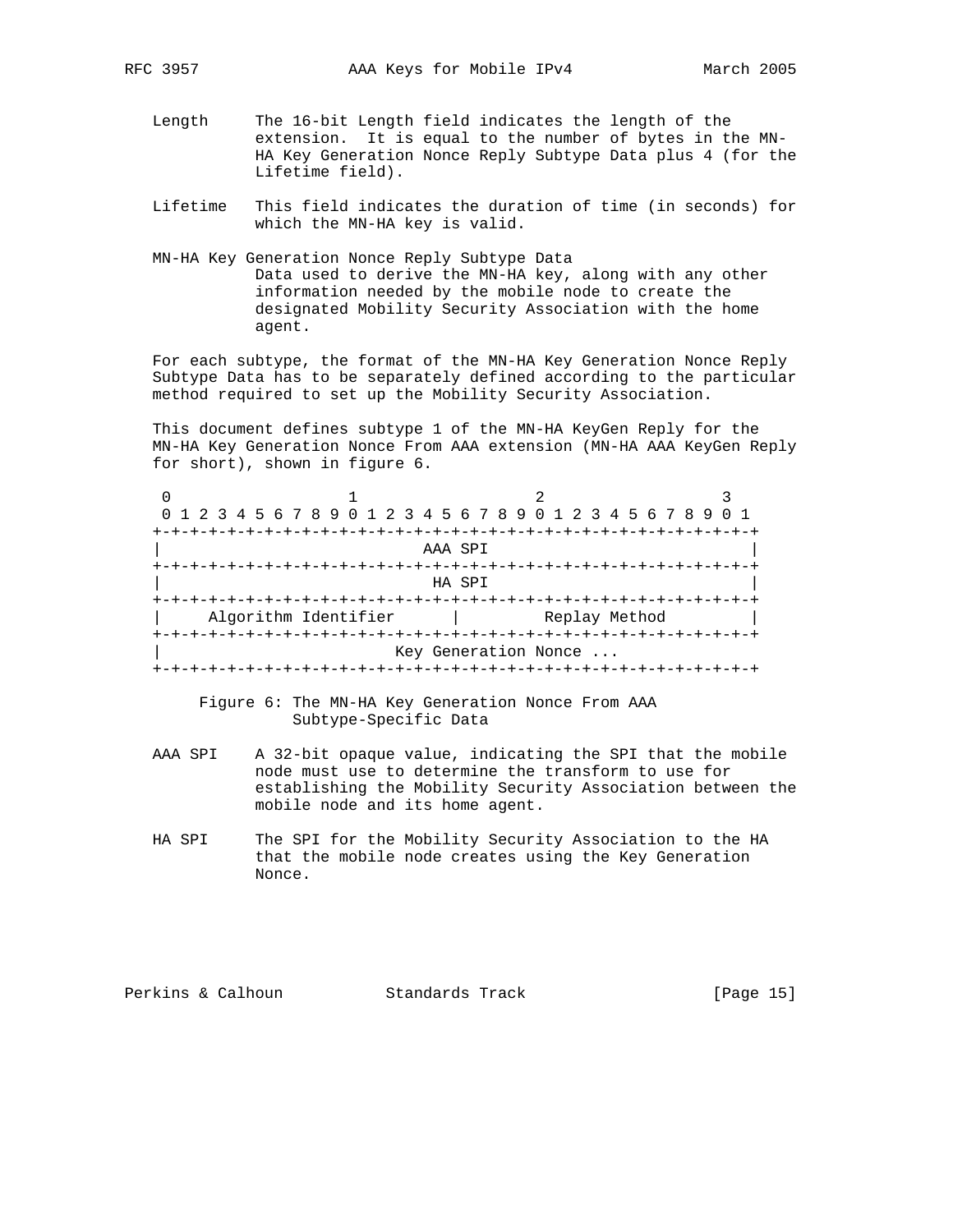Length The 16-bit Length field indicates the length of the extension. It is equal to the number of bytes in the MN-HA Key Generation Nonce Reply Subtype Data plus 4 (for the Lifetime field).

Lifetime This field indicates the duration of time (in seconds) for which the MN-HA key is valid.

MN-HA Key Generation Nonce Reply Subtype Data
Data used to derive the MN-HA key, along with any other information needed by the mobile node to create the designated Mobility Security Association with the home agent.

For each subtype, the format of the MN-HA Key Generation Nonce Reply Subtype Data has to be separately defined according to the particular method required to set up the Mobility Security Association.

This document defines subtype 1 of the MN-HA KeyGen Reply for the MN-HA Key Generation Nonce From AAA extension (MN-HA AAA KeyGen Reply for short), shown in figure 6.

```
 0                   1                   2                   3
 0 1 2 3 4 5 6 7 8 9 0 1 2 3 4 5 6 7 8 9 0 1 2 3 4 5 6 7 8 9 0 1
+-+-+-+-+-+-+-+-+-+-+-+-+-+-+-+-+-+-+-+-+-+-+-+-+-+-+-+-+-+-+-+-+
|                            AAA SPI                            |
+-+-+-+-+-+-+-+-+-+-+-+-+-+-+-+-+-+-+-+-+-+-+-+-+-+-+-+-+-+-+-+-+
|                             HA SPI                            |
+-+-+-+-+-+-+-+-+-+-+-+-+-+-+-+-+-+-+-+-+-+-+-+-+-+-+-+-+-+-+-+-+
|     Algorithm Identifier      |         Replay Method         |
+-+-+-+-+-+-+-+-+-+-+-+-+-+-+-+-+-+-+-+-+-+-+-+-+-+-+-+-+-+-+-+-+
|                        Key Generation Nonce ...
+-+-+-+-+-+-+-+-+-+-+-+-+-+-+-+-+-+-+-+-+-+-+-+-+-+-+-+-+-+-+-+-+
```

Figure 6: The MN-HA Key Generation Nonce From AAA Subtype-Specific Data

AAA SPI A 32-bit opaque value, indicating the SPI that the mobile node must use to determine the transform to use for establishing the Mobility Security Association between the mobile node and its home agent.

HA SPI The SPI for the Mobility Security Association to the HA that the mobile node creates using the Key Generation Nonce.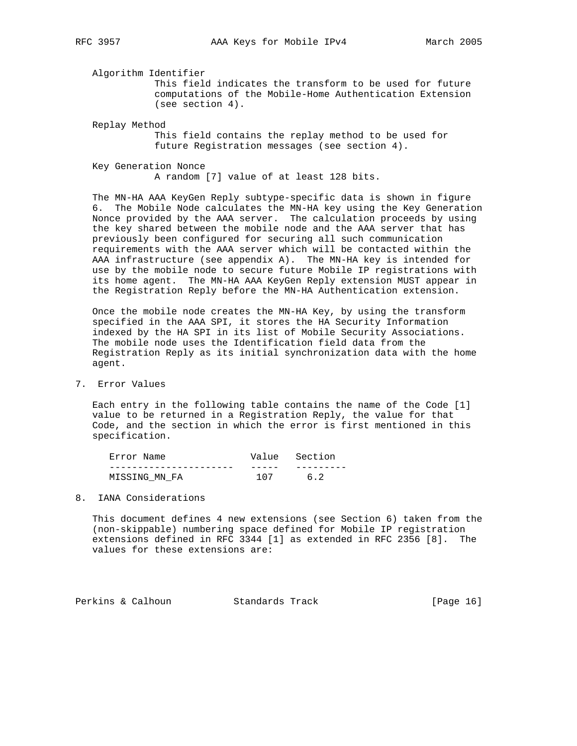Algorithm Identifier
: This field indicates the transform to be used for future computations of the Mobile-Home Authentication Extension (see section 4).

Replay Method
: This field contains the replay method to be used for future Registration messages (see section 4).

Key Generation Nonce
: A random [7] value of at least 128 bits.

The MN-HA AAA KeyGen Reply subtype-specific data is shown in figure 6. The Mobile Node calculates the MN-HA key using the Key Generation Nonce provided by the AAA server. The calculation proceeds by using the key shared between the mobile node and the AAA server that has previously been configured for securing all such communication requirements with the AAA server which will be contacted within the AAA infrastructure (see appendix A). The MN-HA key is intended for use by the mobile node to secure future Mobile IP registrations with its home agent. The MN-HA AAA KeyGen Reply extension MUST appear in the Registration Reply before the MN-HA Authentication extension.

Once the mobile node creates the MN-HA Key, by using the transform specified in the AAA SPI, it stores the HA Security Information indexed by the HA SPI in its list of Mobile Security Associations. The mobile node uses the Identification field data from the Registration Reply as its initial synchronization data with the home agent.

## 7. Error Values

Each entry in the following table contains the name of the Code [1] value to be returned in a Registration Reply, the value for that Code, and the section in which the error is first mentioned in this specification.

| Error Name | Value | Section |
|---|---|---|
| MISSING_MN_FA | 107 | 6.2 |

## 8. IANA Considerations

This document defines 4 new extensions (see Section 6) taken from the (non-skippable) numbering space defined for Mobile IP registration extensions defined in RFC 3344 [1] as extended in RFC 2356 [8]. The values for these extensions are: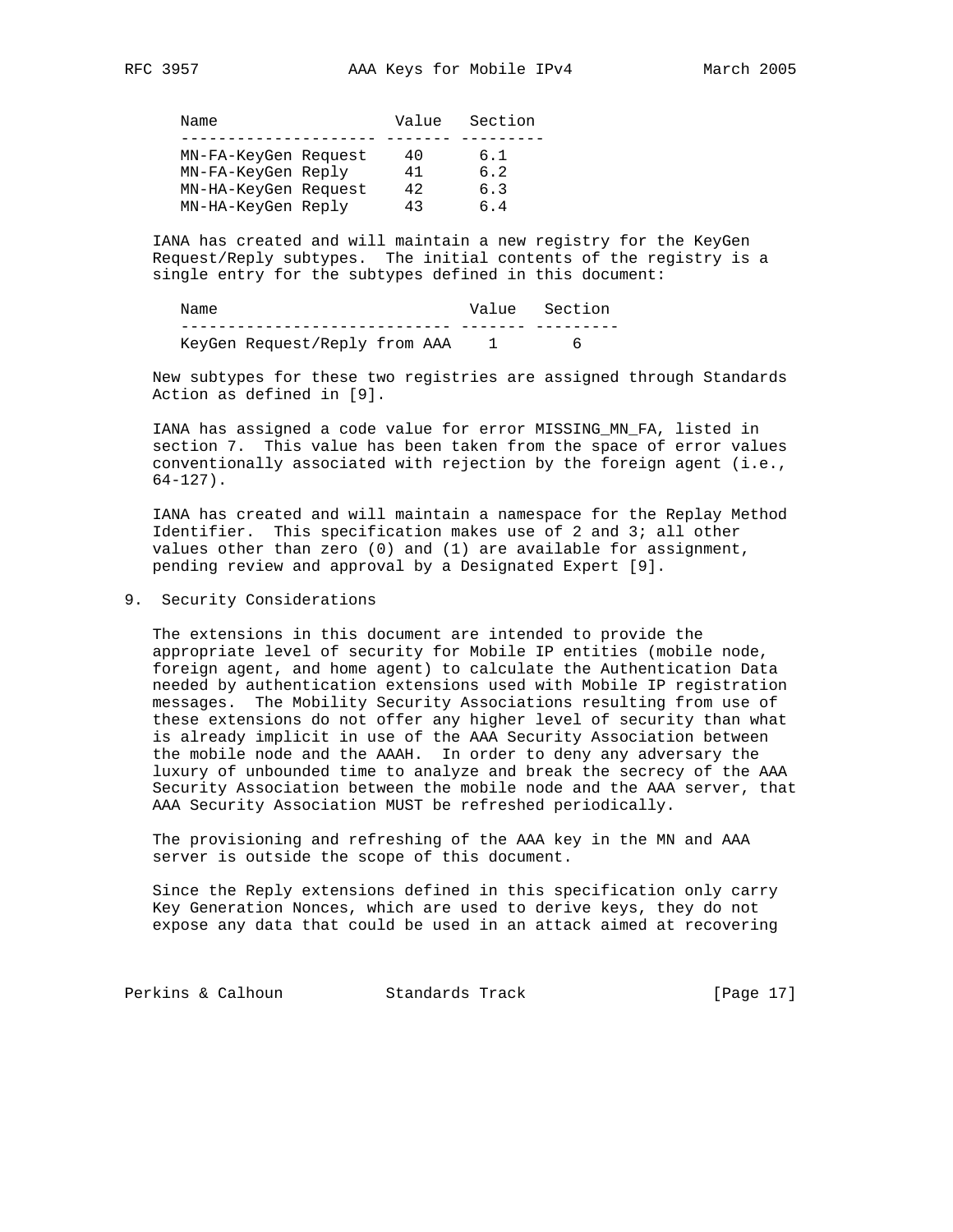| Name | Value | Section |
| --- | --- | --- |
| MN-FA-KeyGen Request | 40 | 6.1 |
| MN-FA-KeyGen Reply | 41 | 6.2 |
| MN-HA-KeyGen Request | 42 | 6.3 |
| MN-HA-KeyGen Reply | 43 | 6.4 |

IANA has created and will maintain a new registry for the KeyGen Request/Reply subtypes. The initial contents of the registry is a single entry for the subtypes defined in this document:

| Name | Value | Section |
| --- | --- | --- |
| KeyGen Request/Reply from AAA | 1 | 6 |

New subtypes for these two registries are assigned through Standards Action as defined in [9].

IANA has assigned a code value for error MISSING_MN_FA, listed in section 7. This value has been taken from the space of error values conventionally associated with rejection by the foreign agent (i.e., 64-127).

IANA has created and will maintain a namespace for the Replay Method Identifier. This specification makes use of 2 and 3; all other values other than zero (0) and (1) are available for assignment, pending review and approval by a Designated Expert [9].

## 9. Security Considerations

The extensions in this document are intended to provide the appropriate level of security for Mobile IP entities (mobile node, foreign agent, and home agent) to calculate the Authentication Data needed by authentication extensions used with Mobile IP registration messages. The Mobility Security Associations resulting from use of these extensions do not offer any higher level of security than what is already implicit in use of the AAA Security Association between the mobile node and the AAAH. In order to deny any adversary the luxury of unbounded time to analyze and break the secrecy of the AAA Security Association between the mobile node and the AAA server, that AAA Security Association MUST be refreshed periodically.

The provisioning and refreshing of the AAA key in the MN and AAA server is outside the scope of this document.

Since the Reply extensions defined in this specification only carry Key Generation Nonces, which are used to derive keys, they do not expose any data that could be used in an attack aimed at recovering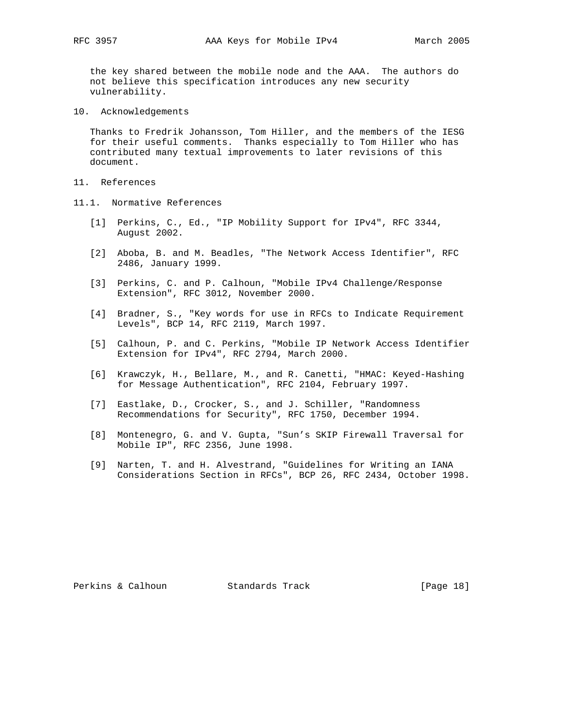the key shared between the mobile node and the AAA. The authors do not believe this specification introduces any new security vulnerability.

## 10. Acknowledgements

Thanks to Fredrik Johansson, Tom Hiller, and the members of the IESG for their useful comments. Thanks especially to Tom Hiller who has contributed many textual improvements to later revisions of this document.

## 11. References

### 11.1. Normative References

[1] Perkins, C., Ed., "IP Mobility Support for IPv4", RFC 3344, August 2002.

[2] Aboba, B. and M. Beadles, "The Network Access Identifier", RFC 2486, January 1999.

[3] Perkins, C. and P. Calhoun, "Mobile IPv4 Challenge/Response Extension", RFC 3012, November 2000.

[4] Bradner, S., "Key words for use in RFCs to Indicate Requirement Levels", BCP 14, RFC 2119, March 1997.

[5] Calhoun, P. and C. Perkins, "Mobile IP Network Access Identifier Extension for IPv4", RFC 2794, March 2000.

[6] Krawczyk, H., Bellare, M., and R. Canetti, "HMAC: Keyed-Hashing for Message Authentication", RFC 2104, February 1997.

[7] Eastlake, D., Crocker, S., and J. Schiller, "Randomness Recommendations for Security", RFC 1750, December 1994.

[8] Montenegro, G. and V. Gupta, "Sun's SKIP Firewall Traversal for Mobile IP", RFC 2356, June 1998.

[9] Narten, T. and H. Alvestrand, "Guidelines for Writing an IANA Considerations Section in RFCs", BCP 26, RFC 2434, October 1998.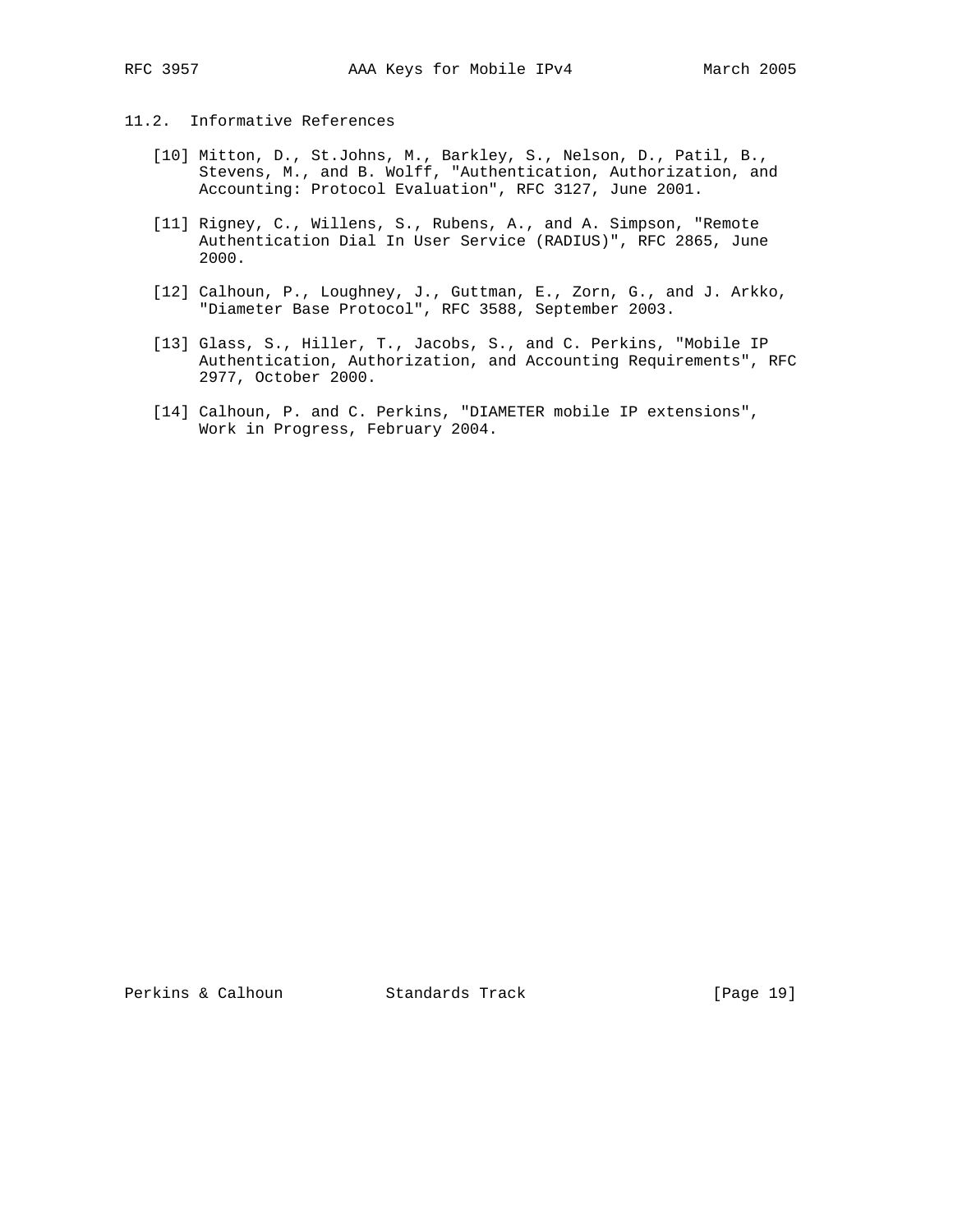## 11.2. Informative References

[10] Mitton, D., St.Johns, M., Barkley, S., Nelson, D., Patil, B., Stevens, M., and B. Wolff, "Authentication, Authorization, and Accounting: Protocol Evaluation", RFC 3127, June 2001.

[11] Rigney, C., Willens, S., Rubens, A., and A. Simpson, "Remote Authentication Dial In User Service (RADIUS)", RFC 2865, June 2000.

[12] Calhoun, P., Loughney, J., Guttman, E., Zorn, G., and J. Arkko, "Diameter Base Protocol", RFC 3588, September 2003.

[13] Glass, S., Hiller, T., Jacobs, S., and C. Perkins, "Mobile IP Authentication, Authorization, and Accounting Requirements", RFC 2977, October 2000.

[14] Calhoun, P. and C. Perkins, "DIAMETER mobile IP extensions", Work in Progress, February 2004.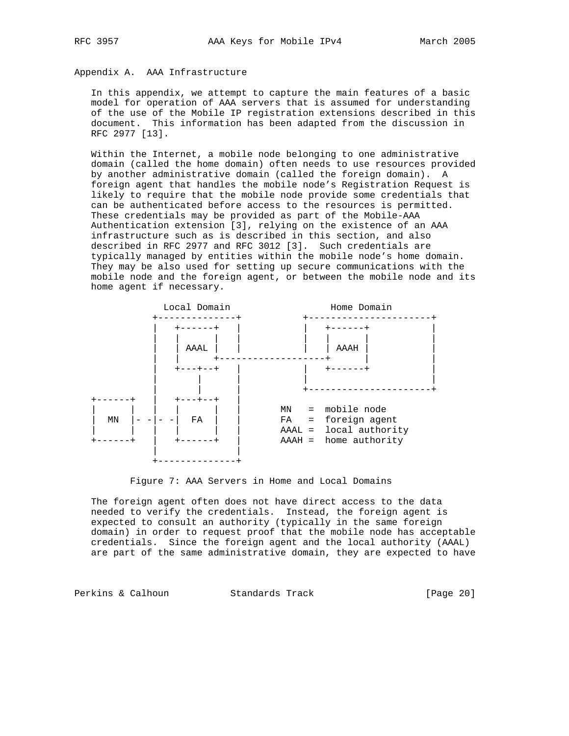## Appendix A. AAA Infrastructure

In this appendix, we attempt to capture the main features of a basic model for operation of AAA servers that is assumed for understanding of the use of the Mobile IP registration extensions described in this document. This information has been adapted from the discussion in RFC 2977 [13].

Within the Internet, a mobile node belonging to one administrative domain (called the home domain) often needs to use resources provided by another administrative domain (called the foreign domain). A foreign agent that handles the mobile node's Registration Request is likely to require that the mobile node provide some credentials that can be authenticated before access to the resources is permitted. These credentials may be provided as part of the Mobile-AAA Authentication extension [3], relying on the existence of an AAA infrastructure such as is described in this section, and also described in RFC 2977 and RFC 3012 [3]. Such credentials are typically managed by entities within the mobile node's home domain. They may be also used for setting up secure communications with the mobile node and the foreign agent, or between the mobile node and its home agent if necessary.

```
              Local Domain                 Home Domain
            +--------------+           +----------------------+
            |   +------+   |           |   +------+           |
            |   |      |   |           |   |      |           |
            |   | AAAL |   |           |   | AAAH |           |
            |   |      +-------------------+      |           |
            |   +---+--+   |           |   +------+           |
            |       |      |           |                      |
            |       |      |           +----------------------+
   +------+ |   +---+--+   |
   |      | |   |      |   |        MN   =  mobile node
   |  MN  |- -|- -|  FA  |   |        FA   =  foreign agent
   |      | |   |      |   |        AAAL =  local authority
   +------+ |   +------+   |        AAAH =  home authority
            |              |
            +--------------+
```

Figure 7: AAA Servers in Home and Local Domains

The foreign agent often does not have direct access to the data needed to verify the credentials. Instead, the foreign agent is expected to consult an authority (typically in the same foreign domain) in order to request proof that the mobile node has acceptable credentials. Since the foreign agent and the local authority (AAAL) are part of the same administrative domain, they are expected to have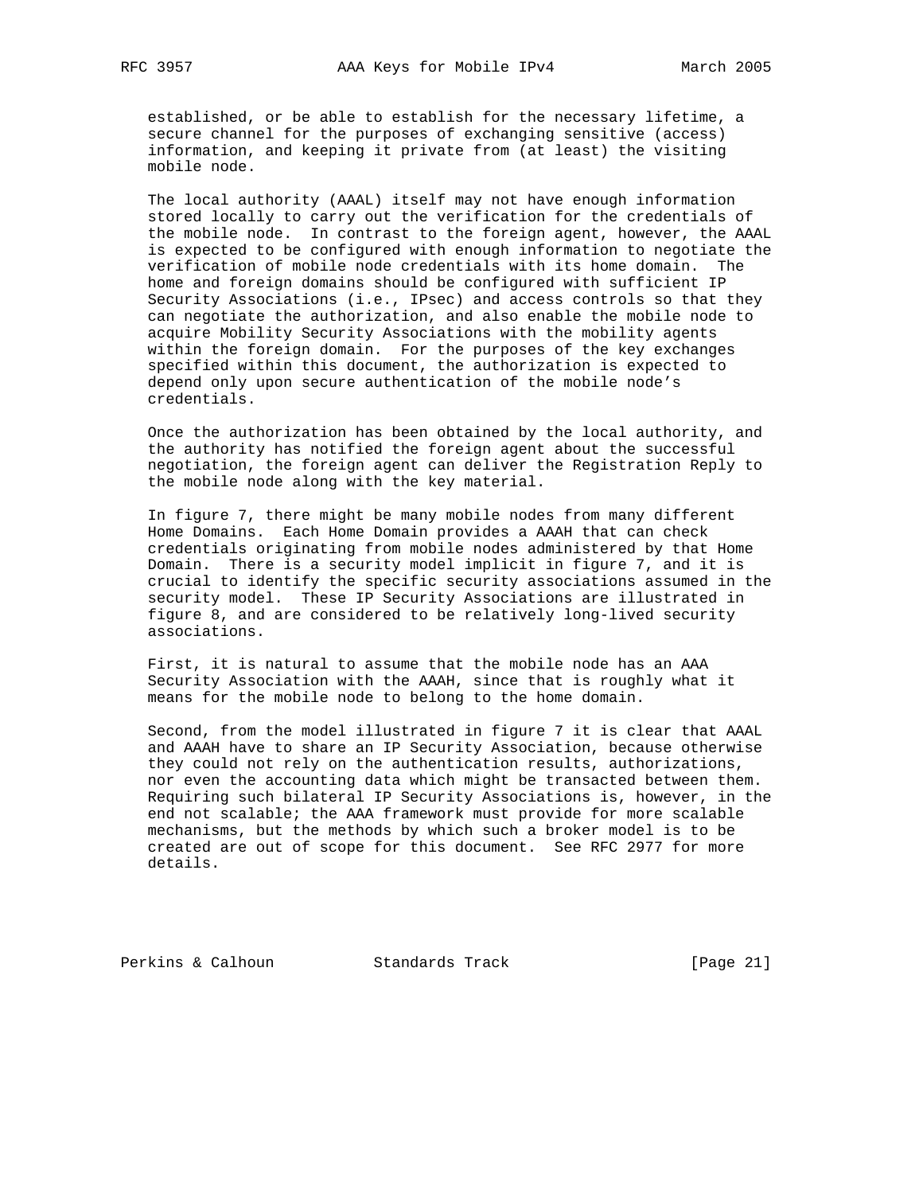established, or be able to establish for the necessary lifetime, a secure channel for the purposes of exchanging sensitive (access) information, and keeping it private from (at least) the visiting mobile node.

The local authority (AAAL) itself may not have enough information stored locally to carry out the verification for the credentials of the mobile node. In contrast to the foreign agent, however, the AAAL is expected to be configured with enough information to negotiate the verification of mobile node credentials with its home domain. The home and foreign domains should be configured with sufficient IP Security Associations (i.e., IPsec) and access controls so that they can negotiate the authorization, and also enable the mobile node to acquire Mobility Security Associations with the mobility agents within the foreign domain. For the purposes of the key exchanges specified within this document, the authorization is expected to depend only upon secure authentication of the mobile node's credentials.

Once the authorization has been obtained by the local authority, and the authority has notified the foreign agent about the successful negotiation, the foreign agent can deliver the Registration Reply to the mobile node along with the key material.

In figure 7, there might be many mobile nodes from many different Home Domains. Each Home Domain provides a AAAH that can check credentials originating from mobile nodes administered by that Home Domain. There is a security model implicit in figure 7, and it is crucial to identify the specific security associations assumed in the security model. These IP Security Associations are illustrated in figure 8, and are considered to be relatively long-lived security associations.

First, it is natural to assume that the mobile node has an AAA Security Association with the AAAH, since that is roughly what it means for the mobile node to belong to the home domain.

Second, from the model illustrated in figure 7 it is clear that AAAL and AAAH have to share an IP Security Association, because otherwise they could not rely on the authentication results, authorizations, nor even the accounting data which might be transacted between them. Requiring such bilateral IP Security Associations is, however, in the end not scalable; the AAA framework must provide for more scalable mechanisms, but the methods by which such a broker model is to be created are out of scope for this document. See RFC 2977 for more details.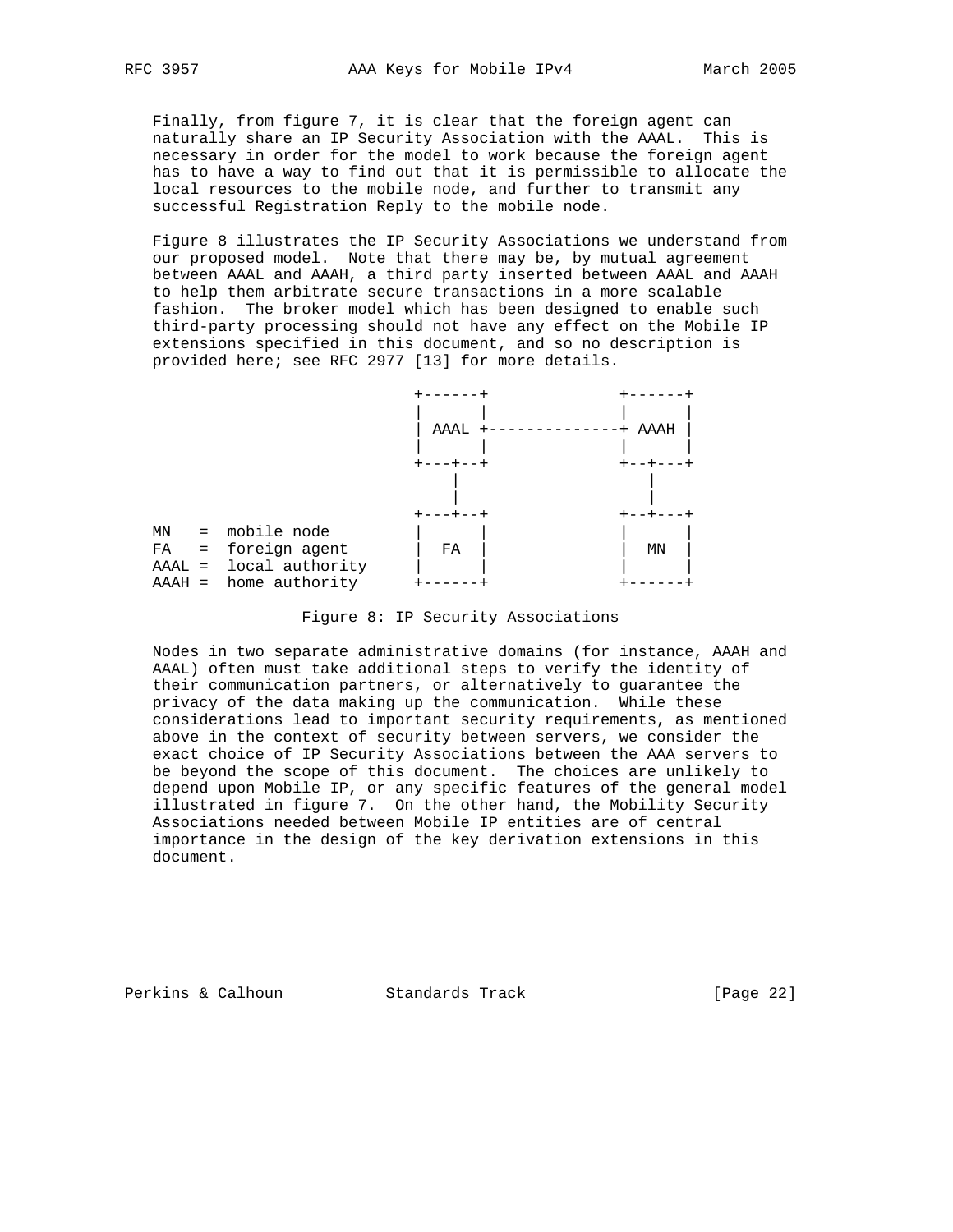Finally, from figure 7, it is clear that the foreign agent can naturally share an IP Security Association with the AAAL. This is necessary in order for the model to work because the foreign agent has to have a way to find out that it is permissible to allocate the local resources to the mobile node, and further to transmit any successful Registration Reply to the mobile node.

Figure 8 illustrates the IP Security Associations we understand from our proposed model. Note that there may be, by mutual agreement between AAAL and AAAH, a third party inserted between AAAL and AAAH to help them arbitrate secure transactions in a more scalable fashion. The broker model which has been designed to enable such third-party processing should not have any effect on the Mobile IP extensions specified in this document, and so no description is provided here; see RFC 2977 [13] for more details.

```
                                  +------+              +------+
                                  |      |              |      |
                                  | AAAL +--------------+ AAAH |
                                  |      |              |      |
                                  +---+--+              +--+---+
                                      |                    |
                                      |                    |
                                  +---+--+              +--+---+
      MN   =  mobile node         |      |              |      |
      FA   =  foreign agent       |  FA  |              |  MN  |
      AAAL =  local authority     |      |              |      |
      AAAH =  home authority      +------+              +------+
```

Figure 8: IP Security Associations

Nodes in two separate administrative domains (for instance, AAAH and AAAL) often must take additional steps to verify the identity of their communication partners, or alternatively to guarantee the privacy of the data making up the communication. While these considerations lead to important security requirements, as mentioned above in the context of security between servers, we consider the exact choice of IP Security Associations between the AAA servers to be beyond the scope of this document. The choices are unlikely to depend upon Mobile IP, or any specific features of the general model illustrated in figure 7. On the other hand, the Mobility Security Associations needed between Mobile IP entities are of central importance in the design of the key derivation extensions in this document.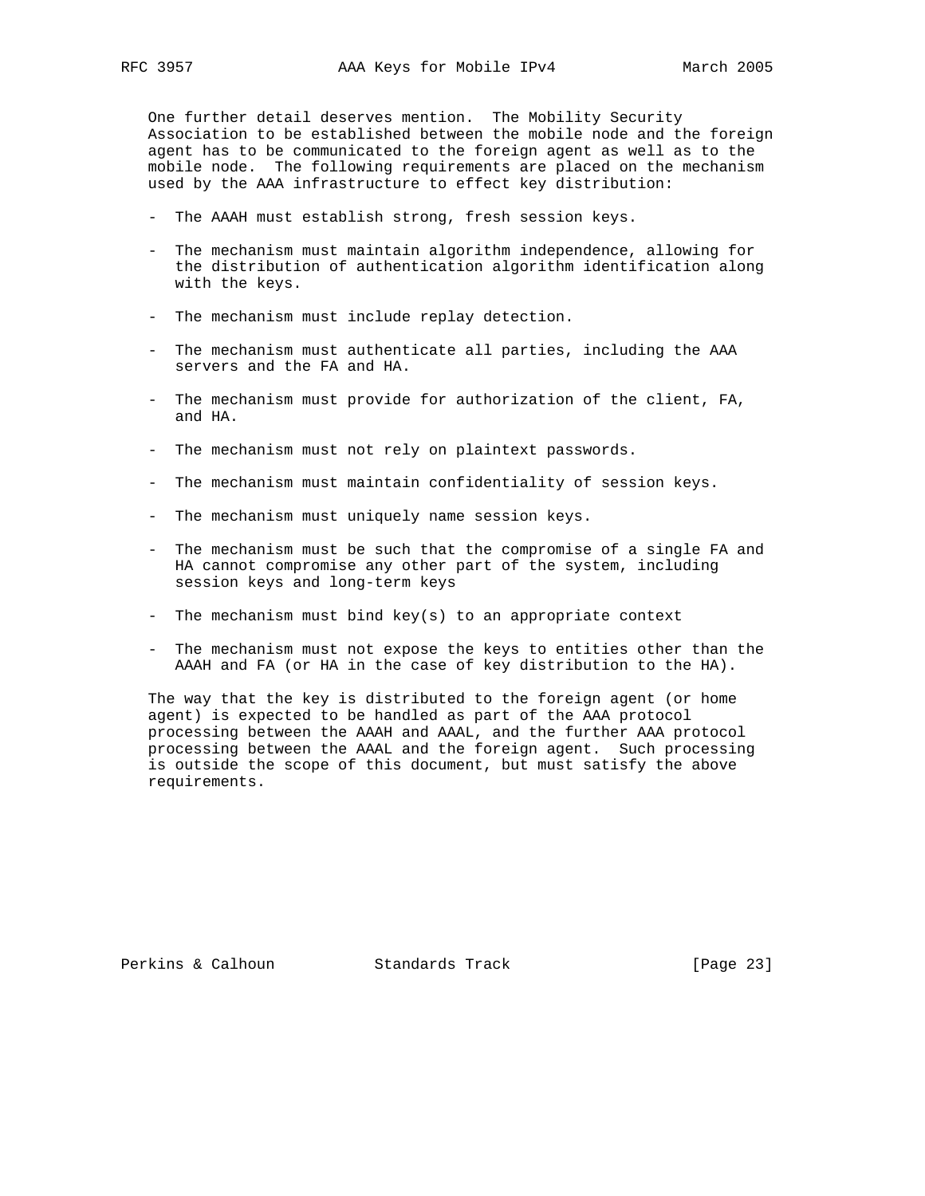One further detail deserves mention. The Mobility Security Association to be established between the mobile node and the foreign agent has to be communicated to the foreign agent as well as to the mobile node. The following requirements are placed on the mechanism used by the AAA infrastructure to effect key distribution:

- The AAAH must establish strong, fresh session keys.
- The mechanism must maintain algorithm independence, allowing for the distribution of authentication algorithm identification along with the keys.
- The mechanism must include replay detection.
- The mechanism must authenticate all parties, including the AAA servers and the FA and HA.
- The mechanism must provide for authorization of the client, FA, and HA.
- The mechanism must not rely on plaintext passwords.
- The mechanism must maintain confidentiality of session keys.
- The mechanism must uniquely name session keys.
- The mechanism must be such that the compromise of a single FA and HA cannot compromise any other part of the system, including session keys and long-term keys
- The mechanism must bind key(s) to an appropriate context
- The mechanism must not expose the keys to entities other than the AAAH and FA (or HA in the case of key distribution to the HA).

The way that the key is distributed to the foreign agent (or home agent) is expected to be handled as part of the AAA protocol processing between the AAAH and AAAL, and the further AAA protocol processing between the AAAL and the foreign agent. Such processing is outside the scope of this document, but must satisfy the above requirements.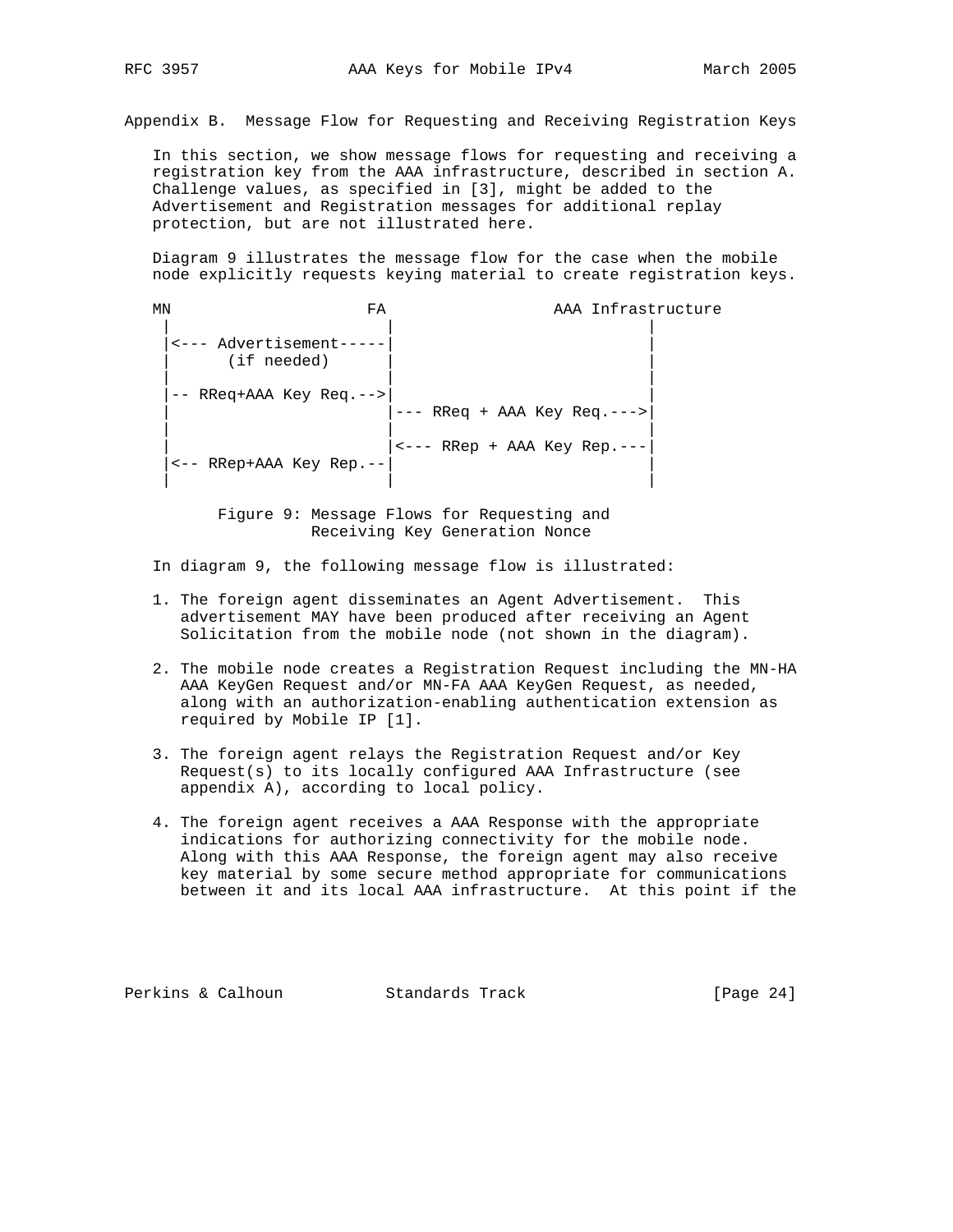## Appendix B. Message Flow for Requesting and Receiving Registration Keys

In this section, we show message flows for requesting and receiving a registration key from the AAA infrastructure, described in section A. Challenge values, as specified in [3], might be added to the Advertisement and Registration messages for additional replay protection, but are not illustrated here.

Diagram 9 illustrates the message flow for the case when the mobile node explicitly requests keying material to create registration keys.

```
MN                    FA                  AAA Infrastructure
 |                     |                          |
 |<--- Advertisement-----|                        |
 |      (if needed)     |                         |
 |                     |                          |
 |-- RReq+AAA Key Req.-->|                        |
 |                     |--- RReq + AAA Key Req.--->|
 |                     |                          |
 |                     |<--- RRep + AAA Key Rep.---|
 |<-- RRep+AAA Key Rep.--|                        |
 |                     |                          |
```

Figure 9: Message Flows for Requesting and Receiving Key Generation Nonce

In diagram 9, the following message flow is illustrated:

1. The foreign agent disseminates an Agent Advertisement. This advertisement MAY have been produced after receiving an Agent Solicitation from the mobile node (not shown in the diagram).

2. The mobile node creates a Registration Request including the MN-HA AAA KeyGen Request and/or MN-FA AAA KeyGen Request, as needed, along with an authorization-enabling authentication extension as required by Mobile IP [1].

3. The foreign agent relays the Registration Request and/or Key Request(s) to its locally configured AAA Infrastructure (see appendix A), according to local policy.

4. The foreign agent receives a AAA Response with the appropriate indications for authorizing connectivity for the mobile node. Along with this AAA Response, the foreign agent may also receive key material by some secure method appropriate for communications between it and its local AAA infrastructure. At this point if the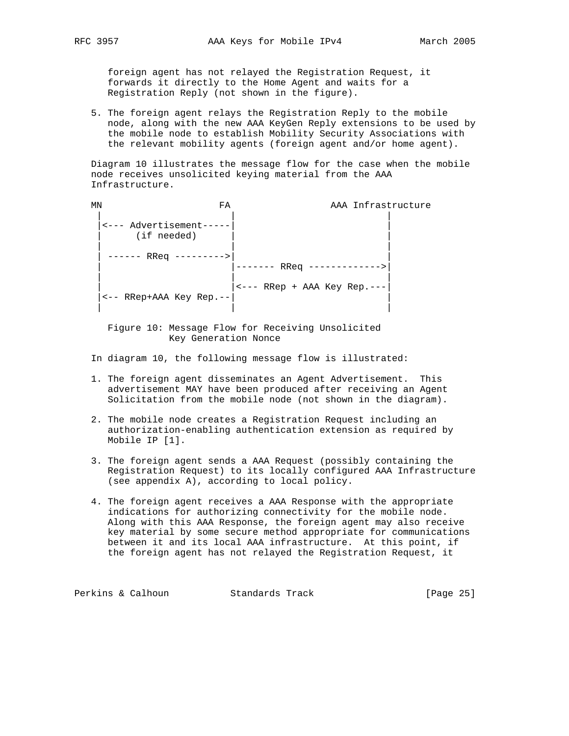foreign agent has not relayed the Registration Request, it forwards it directly to the Home Agent and waits for a Registration Reply (not shown in the figure).

5. The foreign agent relays the Registration Reply to the mobile node, along with the new AAA KeyGen Reply extensions to be used by the mobile node to establish Mobility Security Associations with the relevant mobility agents (foreign agent and/or home agent).

Diagram 10 illustrates the message flow for the case when the mobile node receives unsolicited keying material from the AAA Infrastructure.

```
MN                    FA                  AAA Infrastructure
 |                      |                          |
 |<--- Advertisement-----|                          |
 |      (if needed)     |                          |
 |                      |                          |
 | ------ RReq --------->|                          |
 |                      |------- RReq ------------->|
 |                      |                          |
 |                      |<--- RRep + AAA Key Rep.---|
 |<-- RRep+AAA Key Rep.--|                          |
 |                      |                          |
```

Figure 10: Message Flow for Receiving Unsolicited Key Generation Nonce

In diagram 10, the following message flow is illustrated:

1. The foreign agent disseminates an Agent Advertisement. This advertisement MAY have been produced after receiving an Agent Solicitation from the mobile node (not shown in the diagram).

2. The mobile node creates a Registration Request including an authorization-enabling authentication extension as required by Mobile IP [1].

3. The foreign agent sends a AAA Request (possibly containing the Registration Request) to its locally configured AAA Infrastructure (see appendix A), according to local policy.

4. The foreign agent receives a AAA Response with the appropriate indications for authorizing connectivity for the mobile node. Along with this AAA Response, the foreign agent may also receive key material by some secure method appropriate for communications between it and its local AAA infrastructure. At this point, if the foreign agent has not relayed the Registration Request, it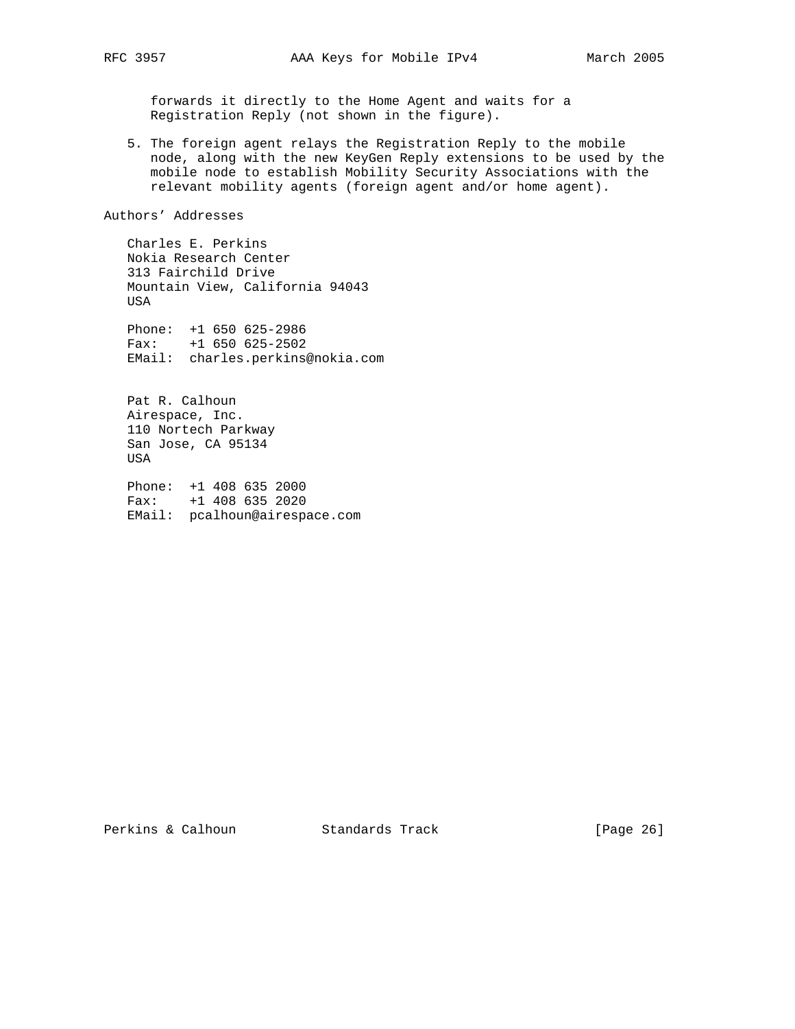forwards it directly to the Home Agent and waits for a Registration Reply (not shown in the figure).

5. The foreign agent relays the Registration Reply to the mobile node, along with the new KeyGen Reply extensions to be used by the mobile node to establish Mobility Security Associations with the relevant mobility agents (foreign agent and/or home agent).

## Authors' Addresses

Charles E. Perkins
Nokia Research Center
313 Fairchild Drive
Mountain View, California 94043
USA

Phone: +1 650 625-2986
Fax: +1 650 625-2502
EMail: charles.perkins@nokia.com

Pat R. Calhoun
Airespace, Inc.
110 Nortech Parkway
San Jose, CA 95134
USA

Phone: +1 408 635 2000
Fax: +1 408 635 2020
EMail: pcalhoun@airespace.com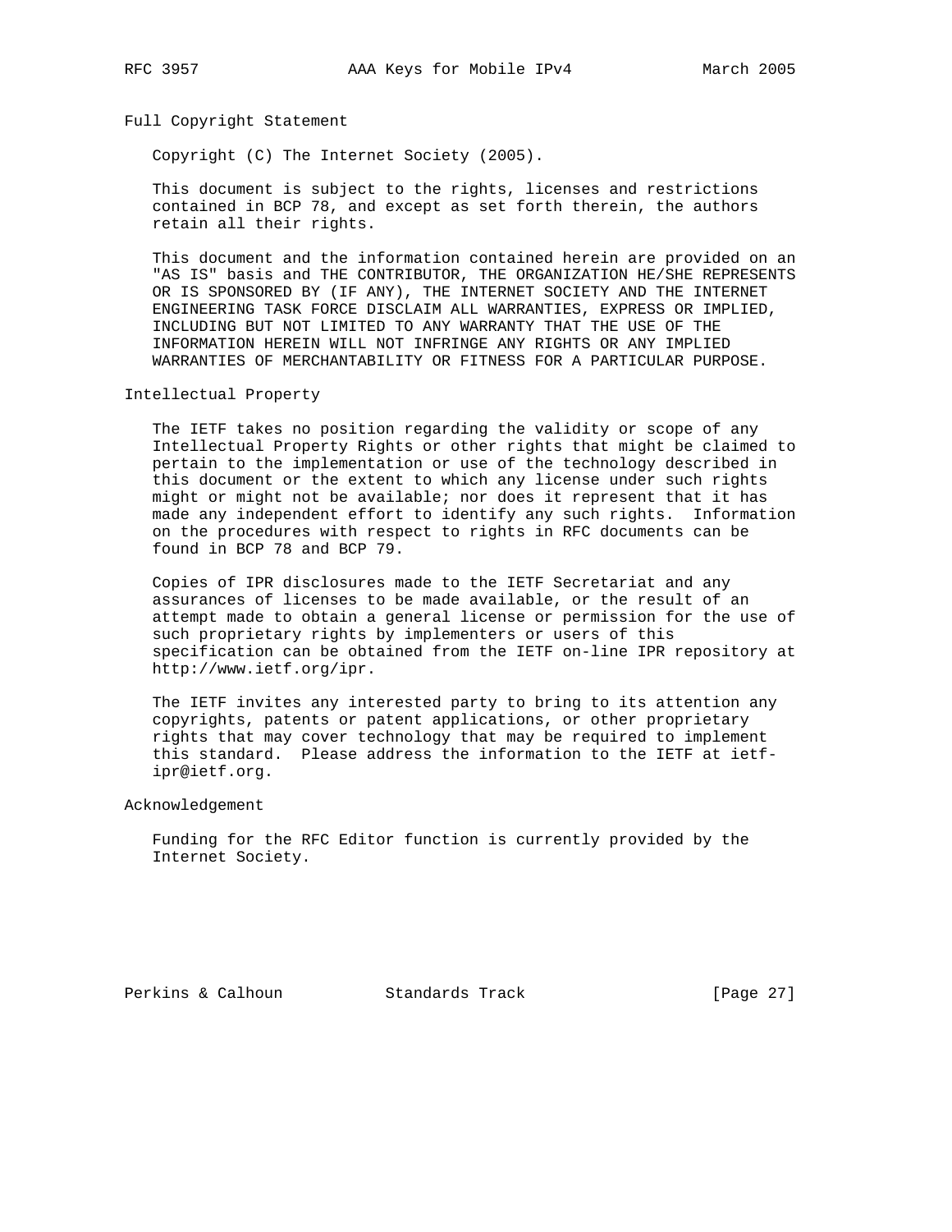## Full Copyright Statement

Copyright (C) The Internet Society (2005).

This document is subject to the rights, licenses and restrictions contained in BCP 78, and except as set forth therein, the authors retain all their rights.

This document and the information contained herein are provided on an "AS IS" basis and THE CONTRIBUTOR, THE ORGANIZATION HE/SHE REPRESENTS OR IS SPONSORED BY (IF ANY), THE INTERNET SOCIETY AND THE INTERNET ENGINEERING TASK FORCE DISCLAIM ALL WARRANTIES, EXPRESS OR IMPLIED, INCLUDING BUT NOT LIMITED TO ANY WARRANTY THAT THE USE OF THE INFORMATION HEREIN WILL NOT INFRINGE ANY RIGHTS OR ANY IMPLIED WARRANTIES OF MERCHANTABILITY OR FITNESS FOR A PARTICULAR PURPOSE.

## Intellectual Property

The IETF takes no position regarding the validity or scope of any Intellectual Property Rights or other rights that might be claimed to pertain to the implementation or use of the technology described in this document or the extent to which any license under such rights might or might not be available; nor does it represent that it has made any independent effort to identify any such rights. Information on the procedures with respect to rights in RFC documents can be found in BCP 78 and BCP 79.

Copies of IPR disclosures made to the IETF Secretariat and any assurances of licenses to be made available, or the result of an attempt made to obtain a general license or permission for the use of such proprietary rights by implementers or users of this specification can be obtained from the IETF on-line IPR repository at http://www.ietf.org/ipr.

The IETF invites any interested party to bring to its attention any copyrights, patents or patent applications, or other proprietary rights that may cover technology that may be required to implement this standard. Please address the information to the IETF at ietf-ipr@ietf.org.

## Acknowledgement

Funding for the RFC Editor function is currently provided by the Internet Society.